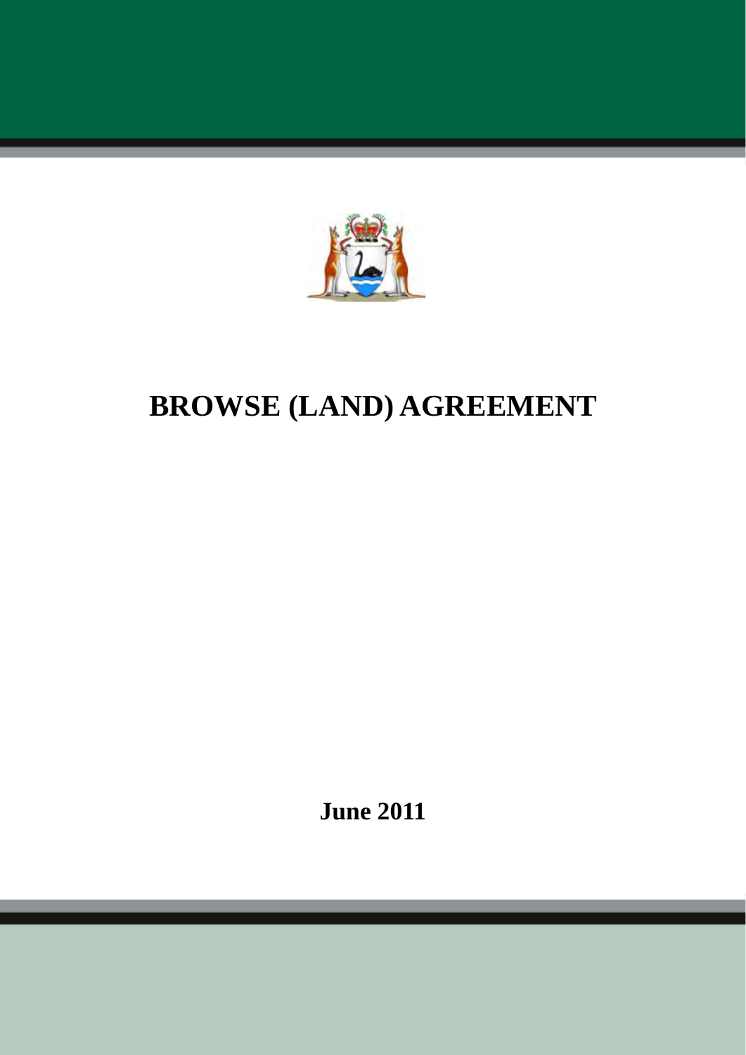# BROWSE (LAND) AGREEMENT

June 2011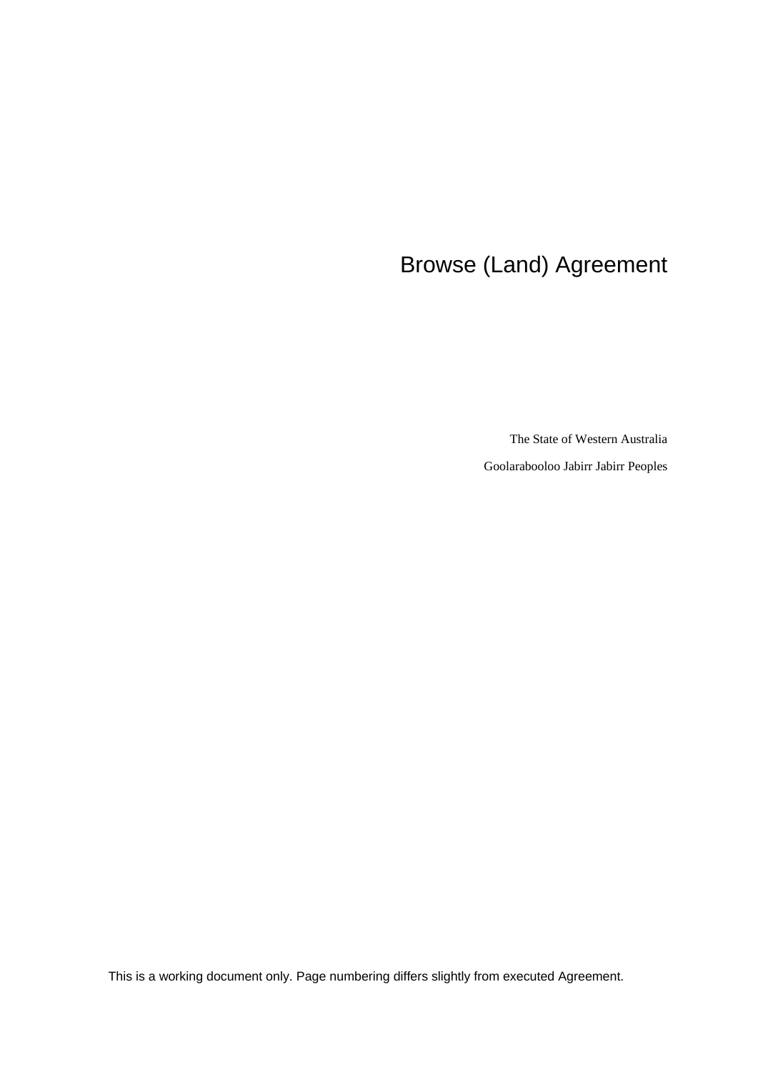# Browse (Land) Agreement

The State of Western Australia

Goolarabooloo Jabirr Jabirr Peoples

This is a working document only. Page numbering differs slightly from executed Agreement.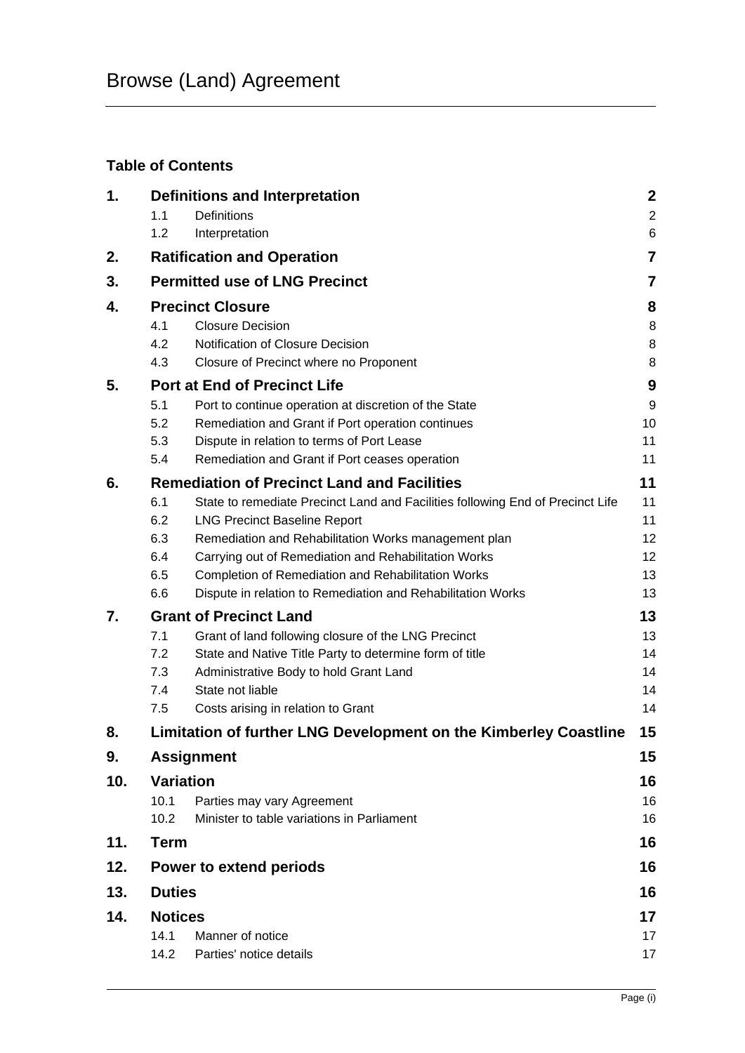# Browse (Land) Agreement

## Table of Contents

| | | | |
|---|---|---|---|
| **1.** | **Definitions and Interpretation** | | **2** |
| | 1.1 | Definitions | 2 |
| | 1.2 | Interpretation | 6 |
| **2.** | **Ratification and Operation** | | **7** |
| **3.** | **Permitted use of LNG Precinct** | | **7** |
| **4.** | **Precinct Closure** | | **8** |
| | 4.1 | Closure Decision | 8 |
| | 4.2 | Notification of Closure Decision | 8 |
| | 4.3 | Closure of Precinct where no Proponent | 8 |
| **5.** | **Port at End of Precinct Life** | | **9** |
| | 5.1 | Port to continue operation at discretion of the State | 9 |
| | 5.2 | Remediation and Grant if Port operation continues | 10 |
| | 5.3 | Dispute in relation to terms of Port Lease | 11 |
| | 5.4 | Remediation and Grant if Port ceases operation | 11 |
| **6.** | **Remediation of Precinct Land and Facilities** | | **11** |
| | 6.1 | State to remediate Precinct Land and Facilities following End of Precinct Life | 11 |
| | 6.2 | LNG Precinct Baseline Report | 11 |
| | 6.3 | Remediation and Rehabilitation Works management plan | 12 |
| | 6.4 | Carrying out of Remediation and Rehabilitation Works | 12 |
| | 6.5 | Completion of Remediation and Rehabilitation Works | 13 |
| | 6.6 | Dispute in relation to Remediation and Rehabilitation Works | 13 |
| **7.** | **Grant of Precinct Land** | | **13** |
| | 7.1 | Grant of land following closure of the LNG Precinct | 13 |
| | 7.2 | State and Native Title Party to determine form of title | 14 |
| | 7.3 | Administrative Body to hold Grant Land | 14 |
| | 7.4 | State not liable | 14 |
| | 7.5 | Costs arising in relation to Grant | 14 |
| **8.** | **Limitation of further LNG Development on the Kimberley Coastline** | | **15** |
| **9.** | **Assignment** | | **15** |
| **10.** | **Variation** | | **16** |
| | 10.1 | Parties may vary Agreement | 16 |
| | 10.2 | Minister to table variations in Parliament | 16 |
| **11.** | **Term** | | **16** |
| **12.** | **Power to extend periods** | | **16** |
| **13.** | **Duties** | | **16** |
| **14.** | **Notices** | | **17** |
| | 14.1 | Manner of notice | 17 |
| | 14.2 | Parties' notice details | 17 |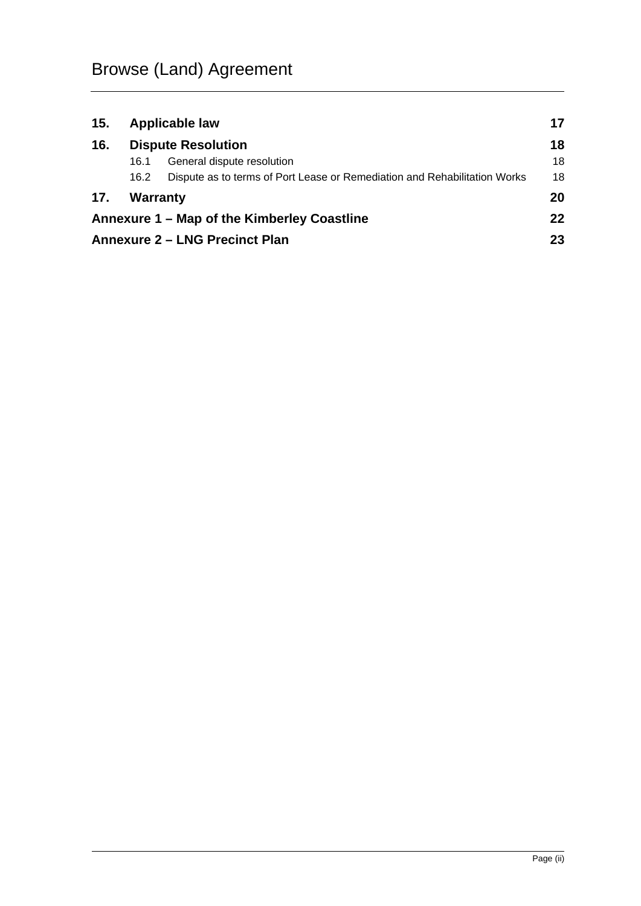| | | |
|---|---|---|
| **15.** | **Applicable law** | **17** |
| **16.** | **Dispute Resolution** | **18** |
| 16.1 | General dispute resolution | 18 |
| 16.2 | Dispute as to terms of Port Lease or Remediation and Rehabilitation Works | 18 |
| **17.** | **Warranty** | **20** |
| | **Annexure 1 – Map of the Kimberley Coastline** | **22** |
| | **Annexure 2 – LNG Precinct Plan** | **23** |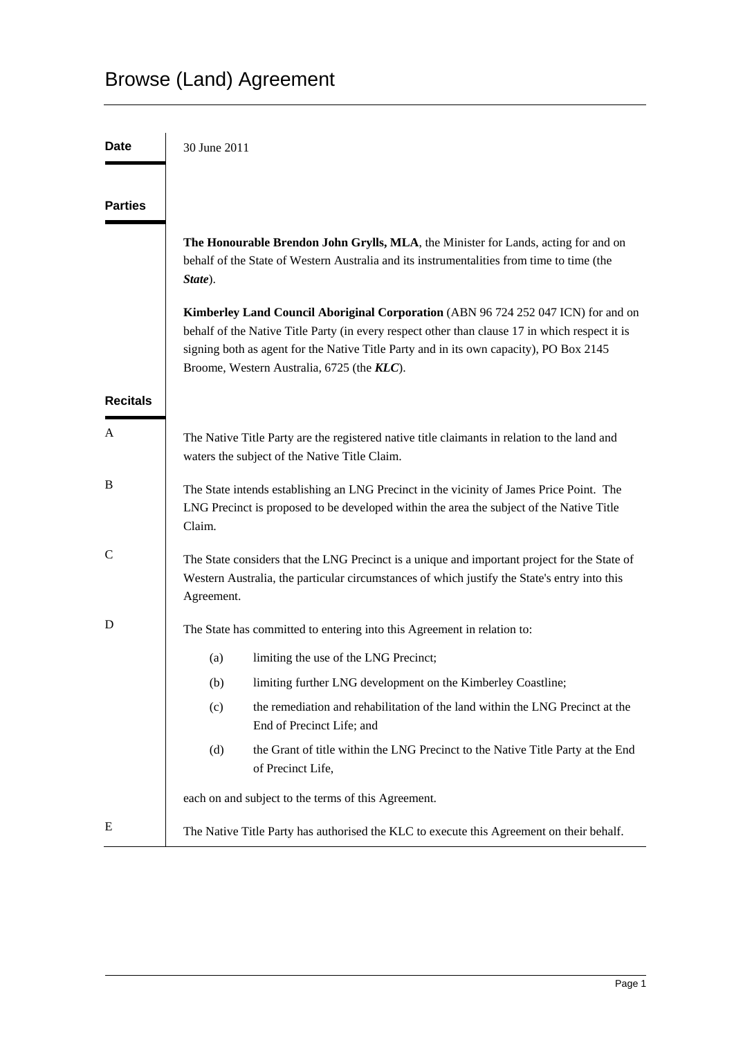# Browse (Land) Agreement

**Date**

30 June 2011

**Parties**

**The Honourable Brendon John Grylls, MLA**, the Minister for Lands, acting for and on behalf of the State of Western Australia and its instrumentalities from time to time (the ***State***).

**Kimberley Land Council Aboriginal Corporation** (ABN 96 724 252 047 ICN) for and on behalf of the Native Title Party (in every respect other than clause 17 in which respect it is signing both as agent for the Native Title Party and in its own capacity), PO Box 2145 Broome, Western Australia, 6725 (the ***KLC***).

**Recitals**

A The Native Title Party are the registered native title claimants in relation to the land and waters the subject of the Native Title Claim.

B The State intends establishing an LNG Precinct in the vicinity of James Price Point. The LNG Precinct is proposed to be developed within the area the subject of the Native Title Claim.

C The State considers that the LNG Precinct is a unique and important project for the State of Western Australia, the particular circumstances of which justify the State's entry into this Agreement.

D The State has committed to entering into this Agreement in relation to:

(a) limiting the use of the LNG Precinct;

(b) limiting further LNG development on the Kimberley Coastline;

(c) the remediation and rehabilitation of the land within the LNG Precinct at the End of Precinct Life; and

(d) the Grant of title within the LNG Precinct to the Native Title Party at the End of Precinct Life,

each on and subject to the terms of this Agreement.

E The Native Title Party has authorised the KLC to execute this Agreement on their behalf.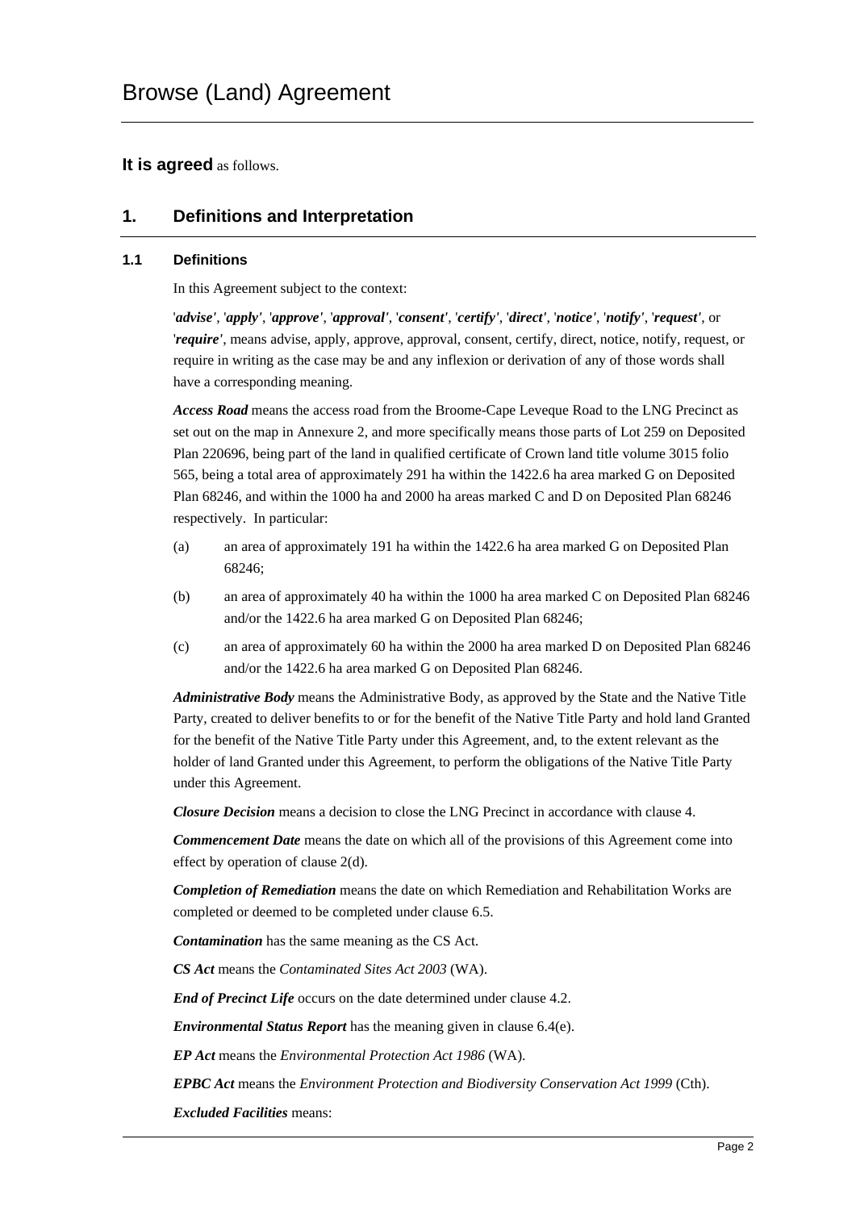# Browse (Land) Agreement

**It is agreed** as follows.

## 1. Definitions and Interpretation

### 1.1 Definitions

In this Agreement subject to the context:

'***advise***', '***apply***', '***approve***', '***approval***', '***consent***', '***certify***', '***direct***', '***notice***', '***notify***', '***request***', or '***require***', means advise, apply, approve, approval, consent, certify, direct, notice, notify, request, or require in writing as the case may be and any inflexion or derivation of any of those words shall have a corresponding meaning.

***Access Road*** means the access road from the Broome-Cape Leveque Road to the LNG Precinct as set out on the map in Annexure 2, and more specifically means those parts of Lot 259 on Deposited Plan 220696, being part of the land in qualified certificate of Crown land title volume 3015 folio 565, being a total area of approximately 291 ha within the 1422.6 ha area marked G on Deposited Plan 68246, and within the 1000 ha and 2000 ha areas marked C and D on Deposited Plan 68246 respectively. In particular:

(a) an area of approximately 191 ha within the 1422.6 ha area marked G on Deposited Plan 68246;

(b) an area of approximately 40 ha within the 1000 ha area marked C on Deposited Plan 68246 and/or the 1422.6 ha area marked G on Deposited Plan 68246;

(c) an area of approximately 60 ha within the 2000 ha area marked D on Deposited Plan 68246 and/or the 1422.6 ha area marked G on Deposited Plan 68246.

***Administrative Body*** means the Administrative Body, as approved by the State and the Native Title Party, created to deliver benefits to or for the benefit of the Native Title Party and hold land Granted for the benefit of the Native Title Party under this Agreement, and, to the extent relevant as the holder of land Granted under this Agreement, to perform the obligations of the Native Title Party under this Agreement.

***Closure Decision*** means a decision to close the LNG Precinct in accordance with clause 4.

***Commencement Date*** means the date on which all of the provisions of this Agreement come into effect by operation of clause 2(d).

***Completion of Remediation*** means the date on which Remediation and Rehabilitation Works are completed or deemed to be completed under clause 6.5.

***Contamination*** has the same meaning as the CS Act.

***CS Act*** means the *Contaminated Sites Act 2003* (WA).

***End of Precinct Life*** occurs on the date determined under clause 4.2.

***Environmental Status Report*** has the meaning given in clause 6.4(e).

***EP Act*** means the *Environmental Protection Act 1986* (WA).

***EPBC Act*** means the *Environment Protection and Biodiversity Conservation Act 1999* (Cth).

***Excluded Facilities*** means: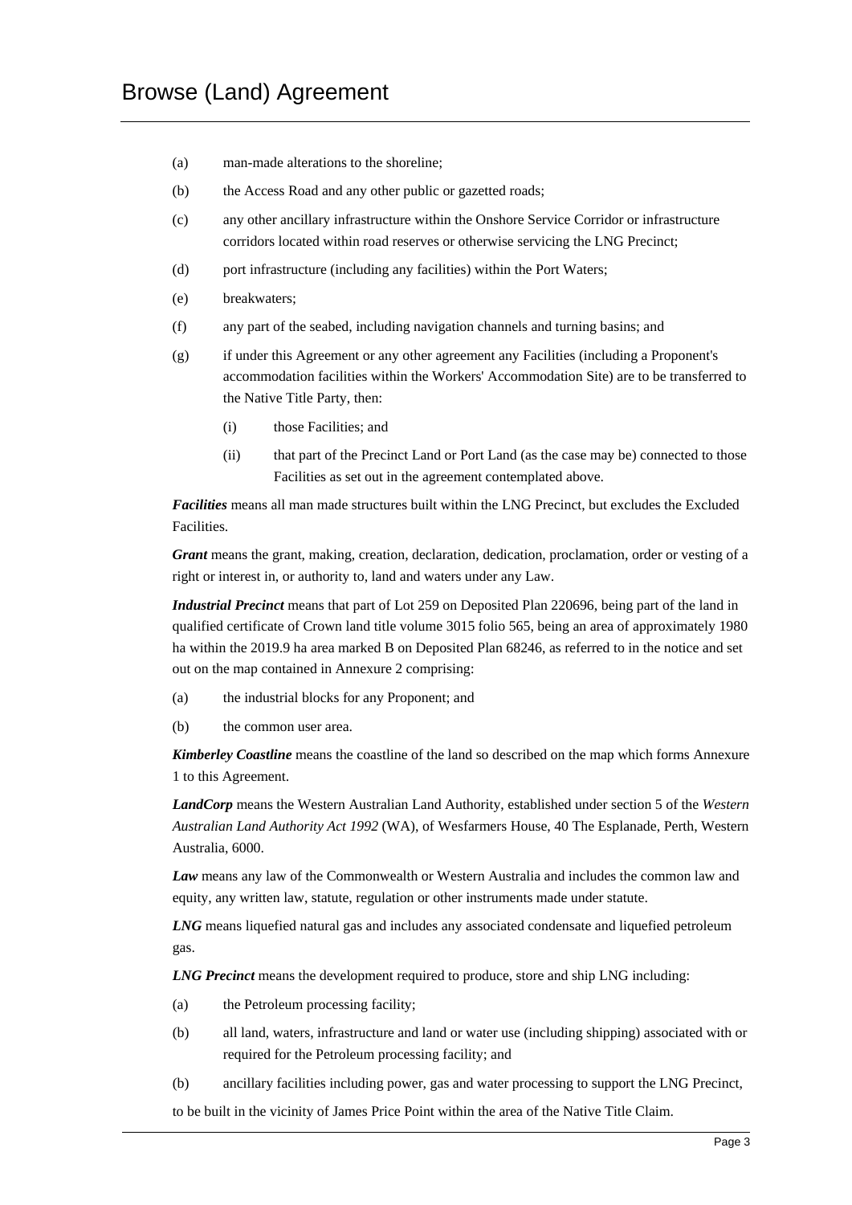(a) man-made alterations to the shoreline;

(b) the Access Road and any other public or gazetted roads;

(c) any other ancillary infrastructure within the Onshore Service Corridor or infrastructure corridors located within road reserves or otherwise servicing the LNG Precinct;

(d) port infrastructure (including any facilities) within the Port Waters;

(e) breakwaters;

(f) any part of the seabed, including navigation channels and turning basins; and

(g) if under this Agreement or any other agreement any Facilities (including a Proponent's accommodation facilities within the Workers' Accommodation Site) are to be transferred to the Native Title Party, then:

   (i) those Facilities; and

   (ii) that part of the Precinct Land or Port Land (as the case may be) connected to those Facilities as set out in the agreement contemplated above.

***Facilities*** means all man made structures built within the LNG Precinct, but excludes the Excluded Facilities.

***Grant*** means the grant, making, creation, declaration, dedication, proclamation, order or vesting of a right or interest in, or authority to, land and waters under any Law.

***Industrial Precinct*** means that part of Lot 259 on Deposited Plan 220696, being part of the land in qualified certificate of Crown land title volume 3015 folio 565, being an area of approximately 1980 ha within the 2019.9 ha area marked B on Deposited Plan 68246, as referred to in the notice and set out on the map contained in Annexure 2 comprising:

(a) the industrial blocks for any Proponent; and

(b) the common user area.

***Kimberley Coastline*** means the coastline of the land so described on the map which forms Annexure 1 to this Agreement.

***LandCorp*** means the Western Australian Land Authority, established under section 5 of the *Western Australian Land Authority Act 1992* (WA), of Wesfarmers House, 40 The Esplanade, Perth, Western Australia, 6000.

***Law*** means any law of the Commonwealth or Western Australia and includes the common law and equity, any written law, statute, regulation or other instruments made under statute.

***LNG*** means liquefied natural gas and includes any associated condensate and liquefied petroleum gas.

***LNG Precinct*** means the development required to produce, store and ship LNG including:

(a) the Petroleum processing facility;

(b) all land, waters, infrastructure and land or water use (including shipping) associated with or required for the Petroleum processing facility; and

(b) ancillary facilities including power, gas and water processing to support the LNG Precinct,

to be built in the vicinity of James Price Point within the area of the Native Title Claim.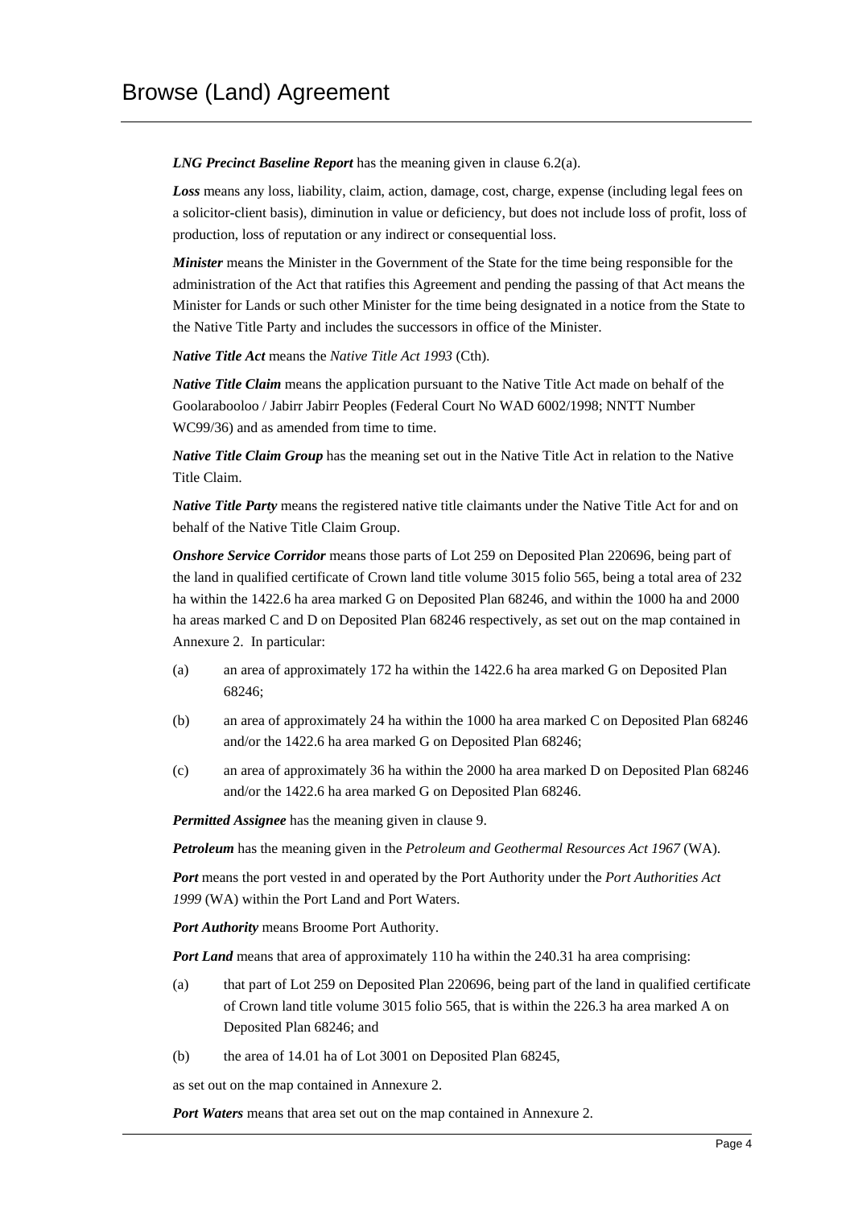***LNG Precinct Baseline Report*** has the meaning given in clause 6.2(a).

***Loss*** means any loss, liability, claim, action, damage, cost, charge, expense (including legal fees on a solicitor-client basis), diminution in value or deficiency, but does not include loss of profit, loss of production, loss of reputation or any indirect or consequential loss.

***Minister*** means the Minister in the Government of the State for the time being responsible for the administration of the Act that ratifies this Agreement and pending the passing of that Act means the Minister for Lands or such other Minister for the time being designated in a notice from the State to the Native Title Party and includes the successors in office of the Minister.

***Native Title Act*** means the *Native Title Act 1993* (Cth).

***Native Title Claim*** means the application pursuant to the Native Title Act made on behalf of the Goolarabooloo / Jabirr Jabirr Peoples (Federal Court No WAD 6002/1998; NNTT Number WC99/36) and as amended from time to time.

***Native Title Claim Group*** has the meaning set out in the Native Title Act in relation to the Native Title Claim.

***Native Title Party*** means the registered native title claimants under the Native Title Act for and on behalf of the Native Title Claim Group.

***Onshore Service Corridor*** means those parts of Lot 259 on Deposited Plan 220696, being part of the land in qualified certificate of Crown land title volume 3015 folio 565, being a total area of 232 ha within the 1422.6 ha area marked G on Deposited Plan 68246, and within the 1000 ha and 2000 ha areas marked C and D on Deposited Plan 68246 respectively, as set out on the map contained in Annexure 2. In particular:

(a) an area of approximately 172 ha within the 1422.6 ha area marked G on Deposited Plan 68246;

(b) an area of approximately 24 ha within the 1000 ha area marked C on Deposited Plan 68246 and/or the 1422.6 ha area marked G on Deposited Plan 68246;

(c) an area of approximately 36 ha within the 2000 ha area marked D on Deposited Plan 68246 and/or the 1422.6 ha area marked G on Deposited Plan 68246.

***Permitted Assignee*** has the meaning given in clause 9.

***Petroleum*** has the meaning given in the *Petroleum and Geothermal Resources Act 1967* (WA).

***Port*** means the port vested in and operated by the Port Authority under the *Port Authorities Act 1999* (WA) within the Port Land and Port Waters.

***Port Authority*** means Broome Port Authority.

***Port Land*** means that area of approximately 110 ha within the 240.31 ha area comprising:

(a) that part of Lot 259 on Deposited Plan 220696, being part of the land in qualified certificate of Crown land title volume 3015 folio 565, that is within the 226.3 ha area marked A on Deposited Plan 68246; and

(b) the area of 14.01 ha of Lot 3001 on Deposited Plan 68245,

as set out on the map contained in Annexure 2.

***Port Waters*** means that area set out on the map contained in Annexure 2.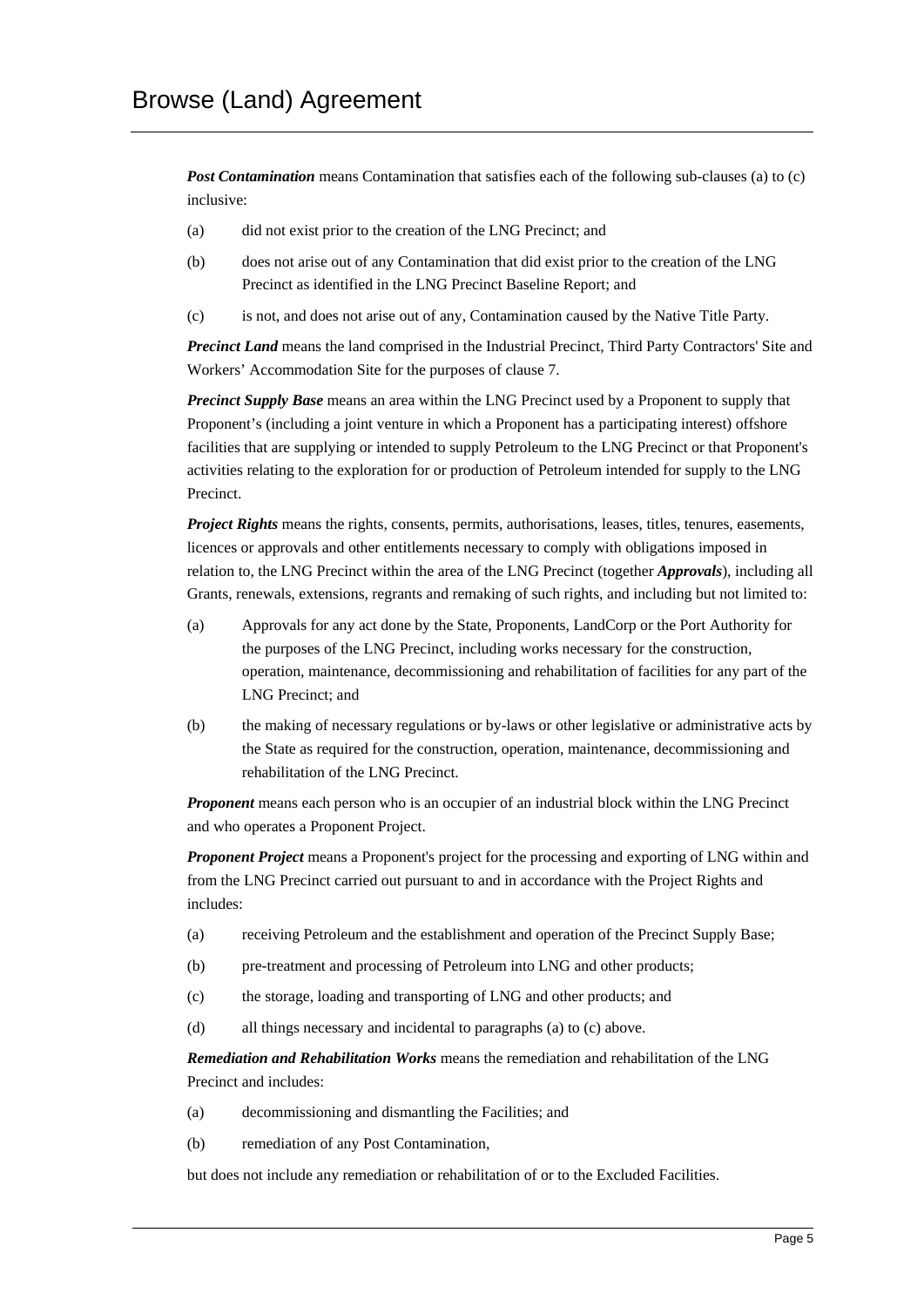***Post Contamination*** means Contamination that satisfies each of the following sub-clauses (a) to (c) inclusive:

(a) did not exist prior to the creation of the LNG Precinct; and

(b) does not arise out of any Contamination that did exist prior to the creation of the LNG Precinct as identified in the LNG Precinct Baseline Report; and

(c) is not, and does not arise out of any, Contamination caused by the Native Title Party.

***Precinct Land*** means the land comprised in the Industrial Precinct, Third Party Contractors' Site and Workers' Accommodation Site for the purposes of clause 7.

***Precinct Supply Base*** means an area within the LNG Precinct used by a Proponent to supply that Proponent's (including a joint venture in which a Proponent has a participating interest) offshore facilities that are supplying or intended to supply Petroleum to the LNG Precinct or that Proponent's activities relating to the exploration for or production of Petroleum intended for supply to the LNG Precinct.

***Project Rights*** means the rights, consents, permits, authorisations, leases, titles, tenures, easements, licences or approvals and other entitlements necessary to comply with obligations imposed in relation to, the LNG Precinct within the area of the LNG Precinct (together ***Approvals***), including all Grants, renewals, extensions, regrants and remaking of such rights, and including but not limited to:

(a) Approvals for any act done by the State, Proponents, LandCorp or the Port Authority for the purposes of the LNG Precinct, including works necessary for the construction, operation, maintenance, decommissioning and rehabilitation of facilities for any part of the LNG Precinct; and

(b) the making of necessary regulations or by-laws or other legislative or administrative acts by the State as required for the construction, operation, maintenance, decommissioning and rehabilitation of the LNG Precinct.

***Proponent*** means each person who is an occupier of an industrial block within the LNG Precinct and who operates a Proponent Project.

***Proponent Project*** means a Proponent's project for the processing and exporting of LNG within and from the LNG Precinct carried out pursuant to and in accordance with the Project Rights and includes:

(a) receiving Petroleum and the establishment and operation of the Precinct Supply Base;

(b) pre-treatment and processing of Petroleum into LNG and other products;

(c) the storage, loading and transporting of LNG and other products; and

(d) all things necessary and incidental to paragraphs (a) to (c) above.

***Remediation and Rehabilitation Works*** means the remediation and rehabilitation of the LNG Precinct and includes:

(a) decommissioning and dismantling the Facilities; and

(b) remediation of any Post Contamination,

but does not include any remediation or rehabilitation of or to the Excluded Facilities.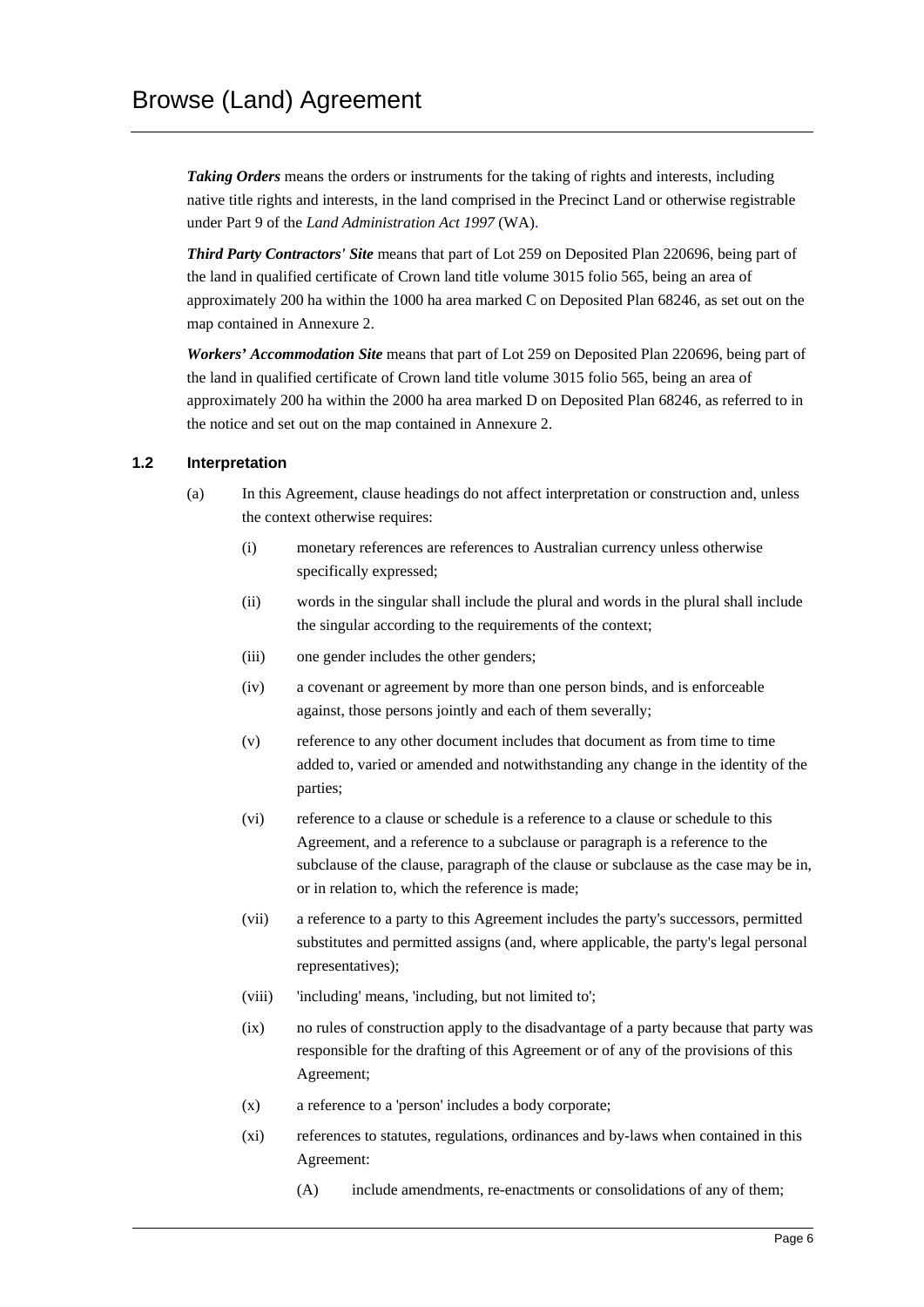***Taking Orders*** means the orders or instruments for the taking of rights and interests, including native title rights and interests, in the land comprised in the Precinct Land or otherwise registrable under Part 9 of the *Land Administration Act 1997* (WA).

***Third Party Contractors' Site*** means that part of Lot 259 on Deposited Plan 220696, being part of the land in qualified certificate of Crown land title volume 3015 folio 565, being an area of approximately 200 ha within the 1000 ha area marked C on Deposited Plan 68246, as set out on the map contained in Annexure 2.

***Workers' Accommodation Site*** means that part of Lot 259 on Deposited Plan 220696, being part of the land in qualified certificate of Crown land title volume 3015 folio 565, being an area of approximately 200 ha within the 2000 ha area marked D on Deposited Plan 68246, as referred to in the notice and set out on the map contained in Annexure 2.

### 1.2 Interpretation

(a) In this Agreement, clause headings do not affect interpretation or construction and, unless the context otherwise requires:

- (i) monetary references are references to Australian currency unless otherwise specifically expressed;
- (ii) words in the singular shall include the plural and words in the plural shall include the singular according to the requirements of the context;
- (iii) one gender includes the other genders;
- (iv) a covenant or agreement by more than one person binds, and is enforceable against, those persons jointly and each of them severally;
- (v) reference to any other document includes that document as from time to time added to, varied or amended and notwithstanding any change in the identity of the parties;
- (vi) reference to a clause or schedule is a reference to a clause or schedule to this Agreement, and a reference to a subclause or paragraph is a reference to the subclause of the clause, paragraph of the clause or subclause as the case may be in, or in relation to, which the reference is made;
- (vii) a reference to a party to this Agreement includes the party's successors, permitted substitutes and permitted assigns (and, where applicable, the party's legal personal representatives);
- (viii) 'including' means, 'including, but not limited to';
- (ix) no rules of construction apply to the disadvantage of a party because that party was responsible for the drafting of this Agreement or of any of the provisions of this Agreement;
- (x) a reference to a 'person' includes a body corporate;
- (xi) references to statutes, regulations, ordinances and by-laws when contained in this Agreement:
  - (A) include amendments, re-enactments or consolidations of any of them;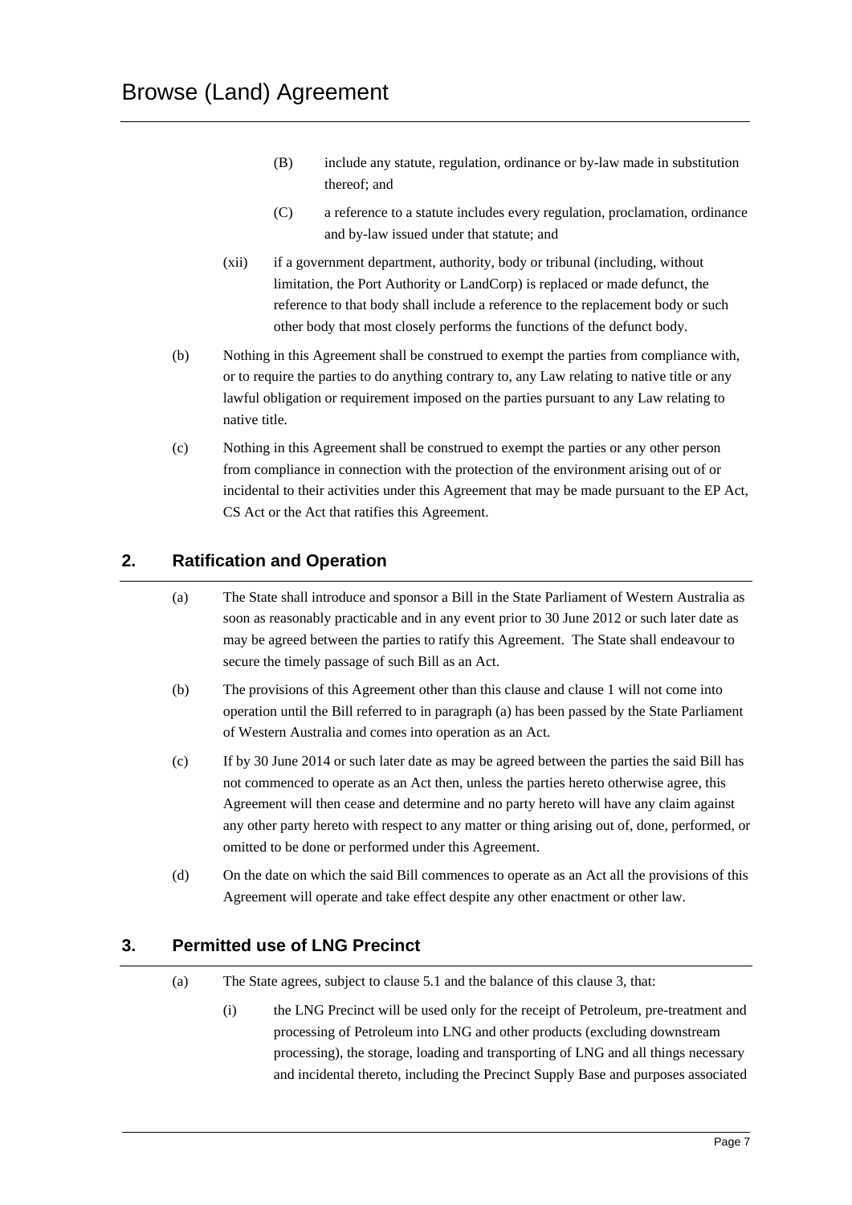(B) include any statute, regulation, ordinance or by-law made in substitution thereof; and

(C) a reference to a statute includes every regulation, proclamation, ordinance and by-law issued under that statute; and

(xii) if a government department, authority, body or tribunal (including, without limitation, the Port Authority or LandCorp) is replaced or made defunct, the reference to that body shall include a reference to the replacement body or such other body that most closely performs the functions of the defunct body.

(b) Nothing in this Agreement shall be construed to exempt the parties from compliance with, or to require the parties to do anything contrary to, any Law relating to native title or any lawful obligation or requirement imposed on the parties pursuant to any Law relating to native title.

(c) Nothing in this Agreement shall be construed to exempt the parties or any other person from compliance in connection with the protection of the environment arising out of or incidental to their activities under this Agreement that may be made pursuant to the EP Act, CS Act or the Act that ratifies this Agreement.

## 2. Ratification and Operation

(a) The State shall introduce and sponsor a Bill in the State Parliament of Western Australia as soon as reasonably practicable and in any event prior to 30 June 2012 or such later date as may be agreed between the parties to ratify this Agreement. The State shall endeavour to secure the timely passage of such Bill as an Act.

(b) The provisions of this Agreement other than this clause and clause 1 will not come into operation until the Bill referred to in paragraph (a) has been passed by the State Parliament of Western Australia and comes into operation as an Act.

(c) If by 30 June 2014 or such later date as may be agreed between the parties the said Bill has not commenced to operate as an Act then, unless the parties hereto otherwise agree, this Agreement will then cease and determine and no party hereto will have any claim against any other party hereto with respect to any matter or thing arising out of, done, performed, or omitted to be done or performed under this Agreement.

(d) On the date on which the said Bill commences to operate as an Act all the provisions of this Agreement will operate and take effect despite any other enactment or other law.

## 3. Permitted use of LNG Precinct

(a) The State agrees, subject to clause 5.1 and the balance of this clause 3, that:

(i) the LNG Precinct will be used only for the receipt of Petroleum, pre-treatment and processing of Petroleum into LNG and other products (excluding downstream processing), the storage, loading and transporting of LNG and all things necessary and incidental thereto, including the Precinct Supply Base and purposes associated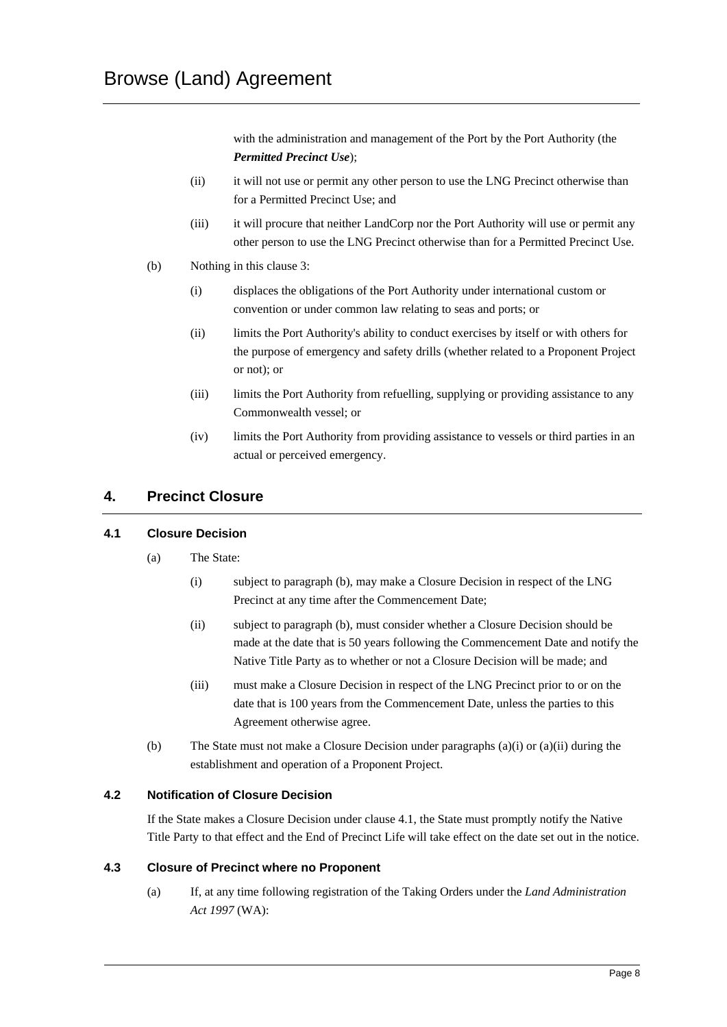with the administration and management of the Port by the Port Authority (the ***Permitted Precinct Use***);

(ii) it will not use or permit any other person to use the LNG Precinct otherwise than for a Permitted Precinct Use; and

(iii) it will procure that neither LandCorp nor the Port Authority will use or permit any other person to use the LNG Precinct otherwise than for a Permitted Precinct Use.

(b) Nothing in this clause 3:

(i) displaces the obligations of the Port Authority under international custom or convention or under common law relating to seas and ports; or

(ii) limits the Port Authority's ability to conduct exercises by itself or with others for the purpose of emergency and safety drills (whether related to a Proponent Project or not); or

(iii) limits the Port Authority from refuelling, supplying or providing assistance to any Commonwealth vessel; or

(iv) limits the Port Authority from providing assistance to vessels or third parties in an actual or perceived emergency.

## 4. Precinct Closure

### 4.1 Closure Decision

(a) The State:

(i) subject to paragraph (b), may make a Closure Decision in respect of the LNG Precinct at any time after the Commencement Date;

(ii) subject to paragraph (b), must consider whether a Closure Decision should be made at the date that is 50 years following the Commencement Date and notify the Native Title Party as to whether or not a Closure Decision will be made; and

(iii) must make a Closure Decision in respect of the LNG Precinct prior to or on the date that is 100 years from the Commencement Date, unless the parties to this Agreement otherwise agree.

(b) The State must not make a Closure Decision under paragraphs (a)(i) or (a)(ii) during the establishment and operation of a Proponent Project.

### 4.2 Notification of Closure Decision

If the State makes a Closure Decision under clause 4.1, the State must promptly notify the Native Title Party to that effect and the End of Precinct Life will take effect on the date set out in the notice.

### 4.3 Closure of Precinct where no Proponent

(a) If, at any time following registration of the Taking Orders under the *Land Administration Act 1997* (WA):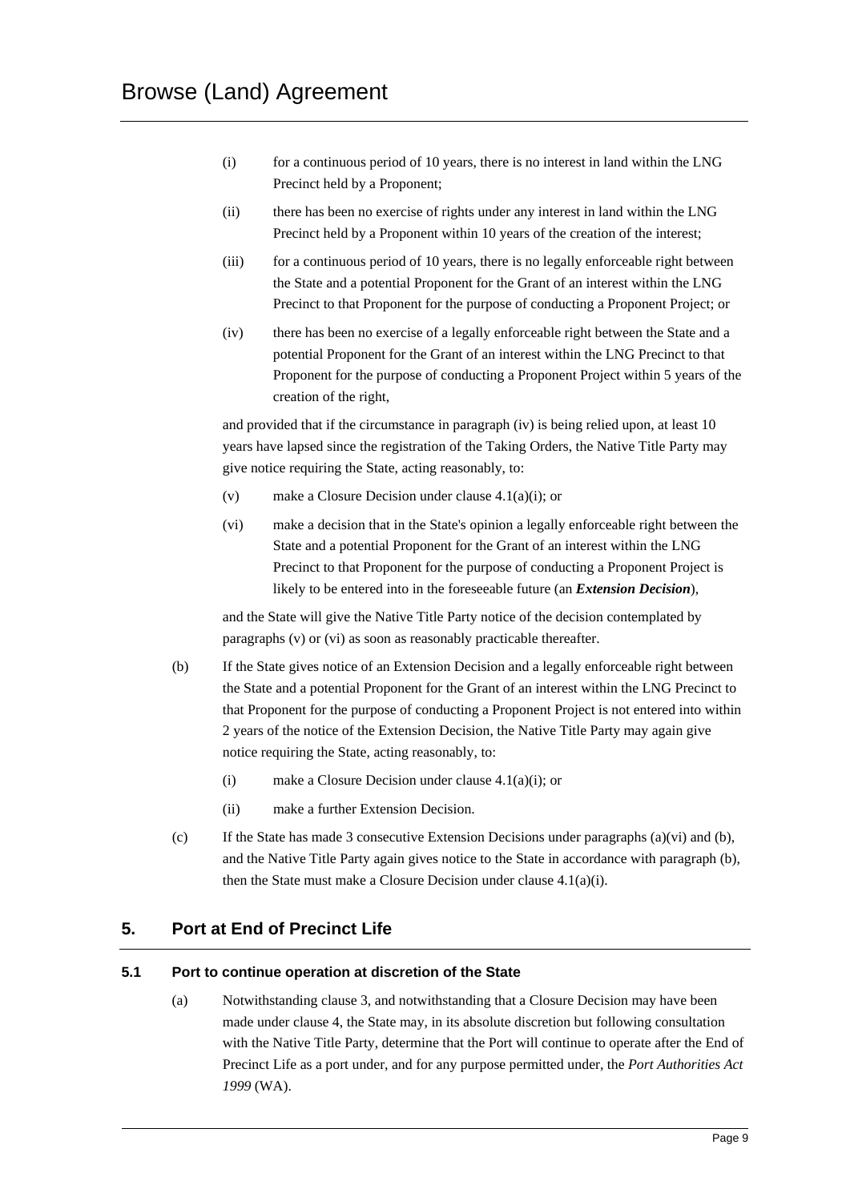(i) for a continuous period of 10 years, there is no interest in land within the LNG Precinct held by a Proponent;

(ii) there has been no exercise of rights under any interest in land within the LNG Precinct held by a Proponent within 10 years of the creation of the interest;

(iii) for a continuous period of 10 years, there is no legally enforceable right between the State and a potential Proponent for the Grant of an interest within the LNG Precinct to that Proponent for the purpose of conducting a Proponent Project; or

(iv) there has been no exercise of a legally enforceable right between the State and a potential Proponent for the Grant of an interest within the LNG Precinct to that Proponent for the purpose of conducting a Proponent Project within 5 years of the creation of the right,

and provided that if the circumstance in paragraph (iv) is being relied upon, at least 10 years have lapsed since the registration of the Taking Orders, the Native Title Party may give notice requiring the State, acting reasonably, to:

(v) make a Closure Decision under clause 4.1(a)(i); or

(vi) make a decision that in the State's opinion a legally enforceable right between the State and a potential Proponent for the Grant of an interest within the LNG Precinct to that Proponent for the purpose of conducting a Proponent Project is likely to be entered into in the foreseeable future (an ***Extension Decision***),

and the State will give the Native Title Party notice of the decision contemplated by paragraphs (v) or (vi) as soon as reasonably practicable thereafter.

(b) If the State gives notice of an Extension Decision and a legally enforceable right between the State and a potential Proponent for the Grant of an interest within the LNG Precinct to that Proponent for the purpose of conducting a Proponent Project is not entered into within 2 years of the notice of the Extension Decision, the Native Title Party may again give notice requiring the State, acting reasonably, to:

(i) make a Closure Decision under clause 4.1(a)(i); or

(ii) make a further Extension Decision.

(c) If the State has made 3 consecutive Extension Decisions under paragraphs (a)(vi) and (b), and the Native Title Party again gives notice to the State in accordance with paragraph (b), then the State must make a Closure Decision under clause 4.1(a)(i).

## 5. Port at End of Precinct Life

### 5.1 Port to continue operation at discretion of the State

(a) Notwithstanding clause 3, and notwithstanding that a Closure Decision may have been made under clause 4, the State may, in its absolute discretion but following consultation with the Native Title Party, determine that the Port will continue to operate after the End of Precinct Life as a port under, and for any purpose permitted under, the *Port Authorities Act 1999* (WA).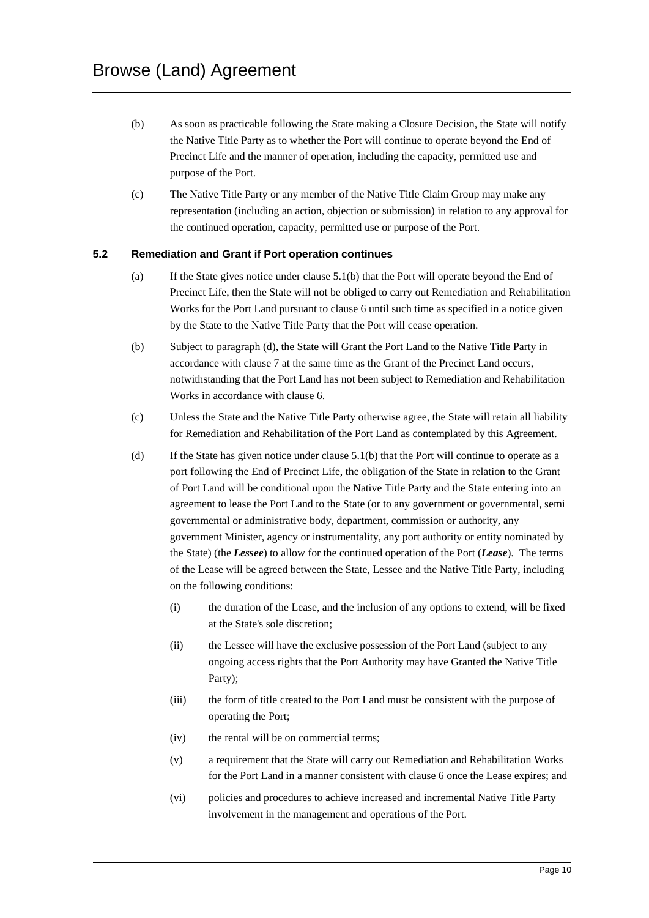(b) As soon as practicable following the State making a Closure Decision, the State will notify the Native Title Party as to whether the Port will continue to operate beyond the End of Precinct Life and the manner of operation, including the capacity, permitted use and purpose of the Port.

(c) The Native Title Party or any member of the Native Title Claim Group may make any representation (including an action, objection or submission) in relation to any approval for the continued operation, capacity, permitted use or purpose of the Port.

### 5.2 Remediation and Grant if Port operation continues

(a) If the State gives notice under clause 5.1(b) that the Port will operate beyond the End of Precinct Life, then the State will not be obliged to carry out Remediation and Rehabilitation Works for the Port Land pursuant to clause 6 until such time as specified in a notice given by the State to the Native Title Party that the Port will cease operation.

(b) Subject to paragraph (d), the State will Grant the Port Land to the Native Title Party in accordance with clause 7 at the same time as the Grant of the Precinct Land occurs, notwithstanding that the Port Land has not been subject to Remediation and Rehabilitation Works in accordance with clause 6.

(c) Unless the State and the Native Title Party otherwise agree, the State will retain all liability for Remediation and Rehabilitation of the Port Land as contemplated by this Agreement.

(d) If the State has given notice under clause 5.1(b) that the Port will continue to operate as a port following the End of Precinct Life, the obligation of the State in relation to the Grant of Port Land will be conditional upon the Native Title Party and the State entering into an agreement to lease the Port Land to the State (or to any government or governmental, semi governmental or administrative body, department, commission or authority, any government Minister, agency or instrumentality, any port authority or entity nominated by the State) (the ***Lessee***) to allow for the continued operation of the Port (***Lease***). The terms of the Lease will be agreed between the State, Lessee and the Native Title Party, including on the following conditions:

   (i) the duration of the Lease, and the inclusion of any options to extend, will be fixed at the State's sole discretion;

   (ii) the Lessee will have the exclusive possession of the Port Land (subject to any ongoing access rights that the Port Authority may have Granted the Native Title Party);

   (iii) the form of title created to the Port Land must be consistent with the purpose of operating the Port;

   (iv) the rental will be on commercial terms;

   (v) a requirement that the State will carry out Remediation and Rehabilitation Works for the Port Land in a manner consistent with clause 6 once the Lease expires; and

   (vi) policies and procedures to achieve increased and incremental Native Title Party involvement in the management and operations of the Port.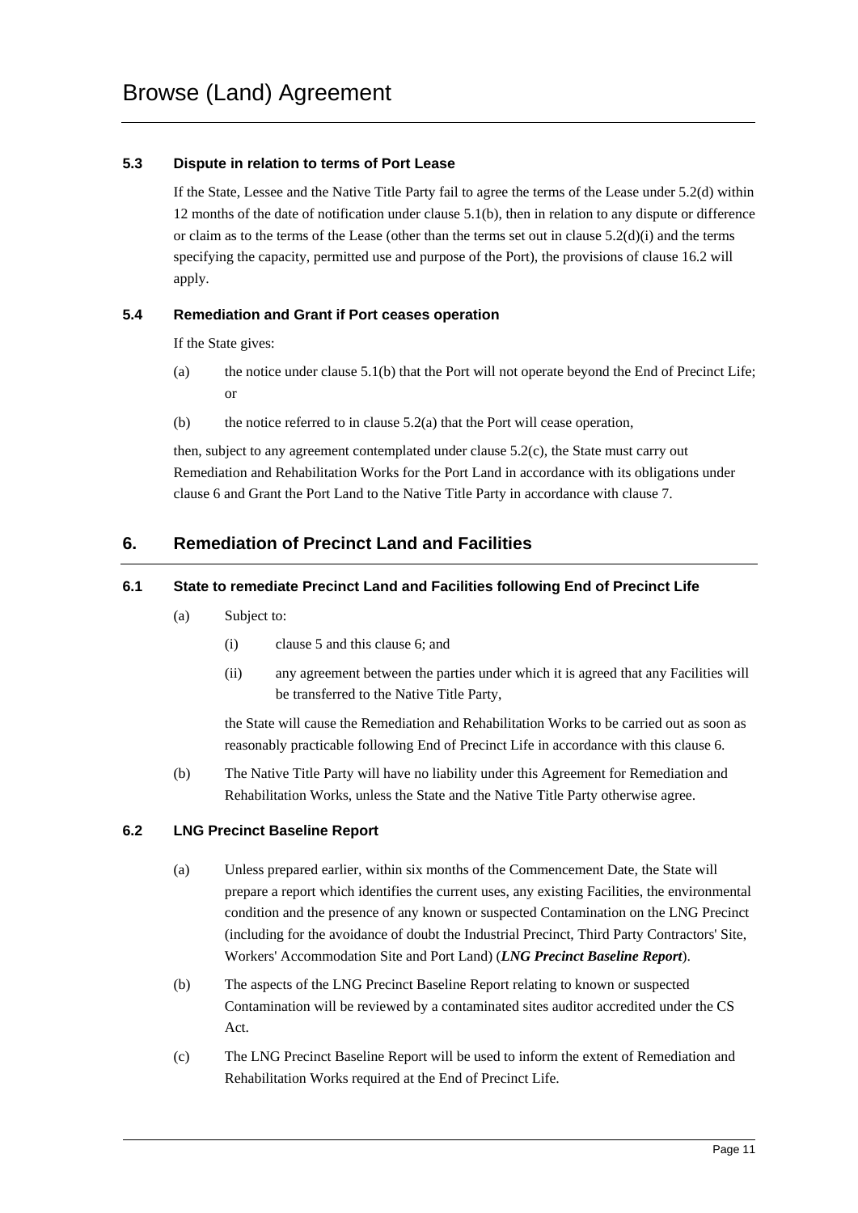### 5.3 Dispute in relation to terms of Port Lease

If the State, Lessee and the Native Title Party fail to agree the terms of the Lease under 5.2(d) within 12 months of the date of notification under clause 5.1(b), then in relation to any dispute or difference or claim as to the terms of the Lease (other than the terms set out in clause 5.2(d)(i) and the terms specifying the capacity, permitted use and purpose of the Port), the provisions of clause 16.2 will apply.

### 5.4 Remediation and Grant if Port ceases operation

If the State gives:

(a) the notice under clause 5.1(b) that the Port will not operate beyond the End of Precinct Life; or

(b) the notice referred to in clause 5.2(a) that the Port will cease operation,

then, subject to any agreement contemplated under clause 5.2(c), the State must carry out Remediation and Rehabilitation Works for the Port Land in accordance with its obligations under clause 6 and Grant the Port Land to the Native Title Party in accordance with clause 7.

## 6. Remediation of Precinct Land and Facilities

### 6.1 State to remediate Precinct Land and Facilities following End of Precinct Life

(a) Subject to:

(i) clause 5 and this clause 6; and

(ii) any agreement between the parties under which it is agreed that any Facilities will be transferred to the Native Title Party,

the State will cause the Remediation and Rehabilitation Works to be carried out as soon as reasonably practicable following End of Precinct Life in accordance with this clause 6.

(b) The Native Title Party will have no liability under this Agreement for Remediation and Rehabilitation Works, unless the State and the Native Title Party otherwise agree.

### 6.2 LNG Precinct Baseline Report

(a) Unless prepared earlier, within six months of the Commencement Date, the State will prepare a report which identifies the current uses, any existing Facilities, the environmental condition and the presence of any known or suspected Contamination on the LNG Precinct (including for the avoidance of doubt the Industrial Precinct, Third Party Contractors' Site, Workers' Accommodation Site and Port Land) (***LNG Precinct Baseline Report***).

(b) The aspects of the LNG Precinct Baseline Report relating to known or suspected Contamination will be reviewed by a contaminated sites auditor accredited under the CS Act.

(c) The LNG Precinct Baseline Report will be used to inform the extent of Remediation and Rehabilitation Works required at the End of Precinct Life.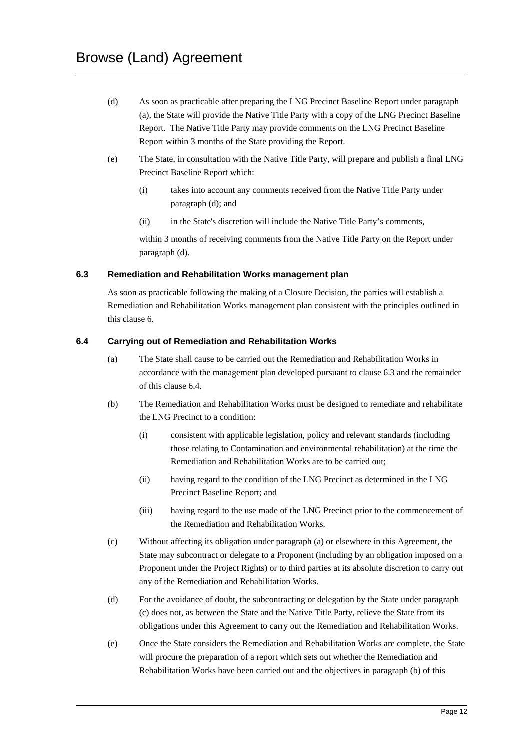(d) As soon as practicable after preparing the LNG Precinct Baseline Report under paragraph (a), the State will provide the Native Title Party with a copy of the LNG Precinct Baseline Report. The Native Title Party may provide comments on the LNG Precinct Baseline Report within 3 months of the State providing the Report.

(e) The State, in consultation with the Native Title Party, will prepare and publish a final LNG Precinct Baseline Report which:

(i) takes into account any comments received from the Native Title Party under paragraph (d); and

(ii) in the State's discretion will include the Native Title Party's comments,

within 3 months of receiving comments from the Native Title Party on the Report under paragraph (d).

### 6.3 Remediation and Rehabilitation Works management plan

As soon as practicable following the making of a Closure Decision, the parties will establish a Remediation and Rehabilitation Works management plan consistent with the principles outlined in this clause 6.

### 6.4 Carrying out of Remediation and Rehabilitation Works

(a) The State shall cause to be carried out the Remediation and Rehabilitation Works in accordance with the management plan developed pursuant to clause 6.3 and the remainder of this clause 6.4.

(b) The Remediation and Rehabilitation Works must be designed to remediate and rehabilitate the LNG Precinct to a condition:

(i) consistent with applicable legislation, policy and relevant standards (including those relating to Contamination and environmental rehabilitation) at the time the Remediation and Rehabilitation Works are to be carried out;

(ii) having regard to the condition of the LNG Precinct as determined in the LNG Precinct Baseline Report; and

(iii) having regard to the use made of the LNG Precinct prior to the commencement of the Remediation and Rehabilitation Works.

(c) Without affecting its obligation under paragraph (a) or elsewhere in this Agreement, the State may subcontract or delegate to a Proponent (including by an obligation imposed on a Proponent under the Project Rights) or to third parties at its absolute discretion to carry out any of the Remediation and Rehabilitation Works.

(d) For the avoidance of doubt, the subcontracting or delegation by the State under paragraph (c) does not, as between the State and the Native Title Party, relieve the State from its obligations under this Agreement to carry out the Remediation and Rehabilitation Works.

(e) Once the State considers the Remediation and Rehabilitation Works are complete, the State will procure the preparation of a report which sets out whether the Remediation and Rehabilitation Works have been carried out and the objectives in paragraph (b) of this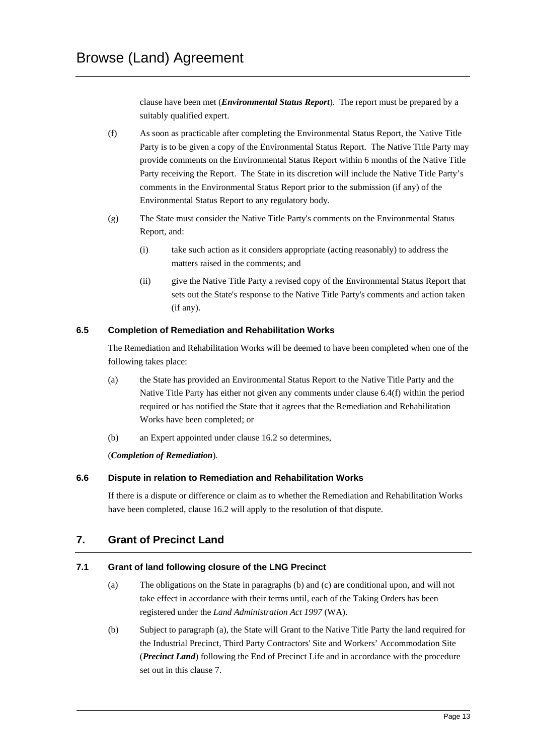clause have been met (***Environmental Status Report***). The report must be prepared by a suitably qualified expert.

(f) As soon as practicable after completing the Environmental Status Report, the Native Title Party is to be given a copy of the Environmental Status Report. The Native Title Party may provide comments on the Environmental Status Report within 6 months of the Native Title Party receiving the Report. The State in its discretion will include the Native Title Party's comments in the Environmental Status Report prior to the submission (if any) of the Environmental Status Report to any regulatory body.

(g) The State must consider the Native Title Party's comments on the Environmental Status Report, and:

(i) take such action as it considers appropriate (acting reasonably) to address the matters raised in the comments; and

(ii) give the Native Title Party a revised copy of the Environmental Status Report that sets out the State's response to the Native Title Party's comments and action taken (if any).

### 6.5 Completion of Remediation and Rehabilitation Works

The Remediation and Rehabilitation Works will be deemed to have been completed when one of the following takes place:

(a) the State has provided an Environmental Status Report to the Native Title Party and the Native Title Party has either not given any comments under clause 6.4(f) within the period required or has notified the State that it agrees that the Remediation and Rehabilitation Works have been completed; or

(b) an Expert appointed under clause 16.2 so determines,

(***Completion of Remediation***).

### 6.6 Dispute in relation to Remediation and Rehabilitation Works

If there is a dispute or difference or claim as to whether the Remediation and Rehabilitation Works have been completed, clause 16.2 will apply to the resolution of that dispute.

## 7. Grant of Precinct Land

### 7.1 Grant of land following closure of the LNG Precinct

(a) The obligations on the State in paragraphs (b) and (c) are conditional upon, and will not take effect in accordance with their terms until, each of the Taking Orders has been registered under the *Land Administration Act 1997* (WA).

(b) Subject to paragraph (a), the State will Grant to the Native Title Party the land required for the Industrial Precinct, Third Party Contractors' Site and Workers' Accommodation Site (***Precinct Land***) following the End of Precinct Life and in accordance with the procedure set out in this clause 7.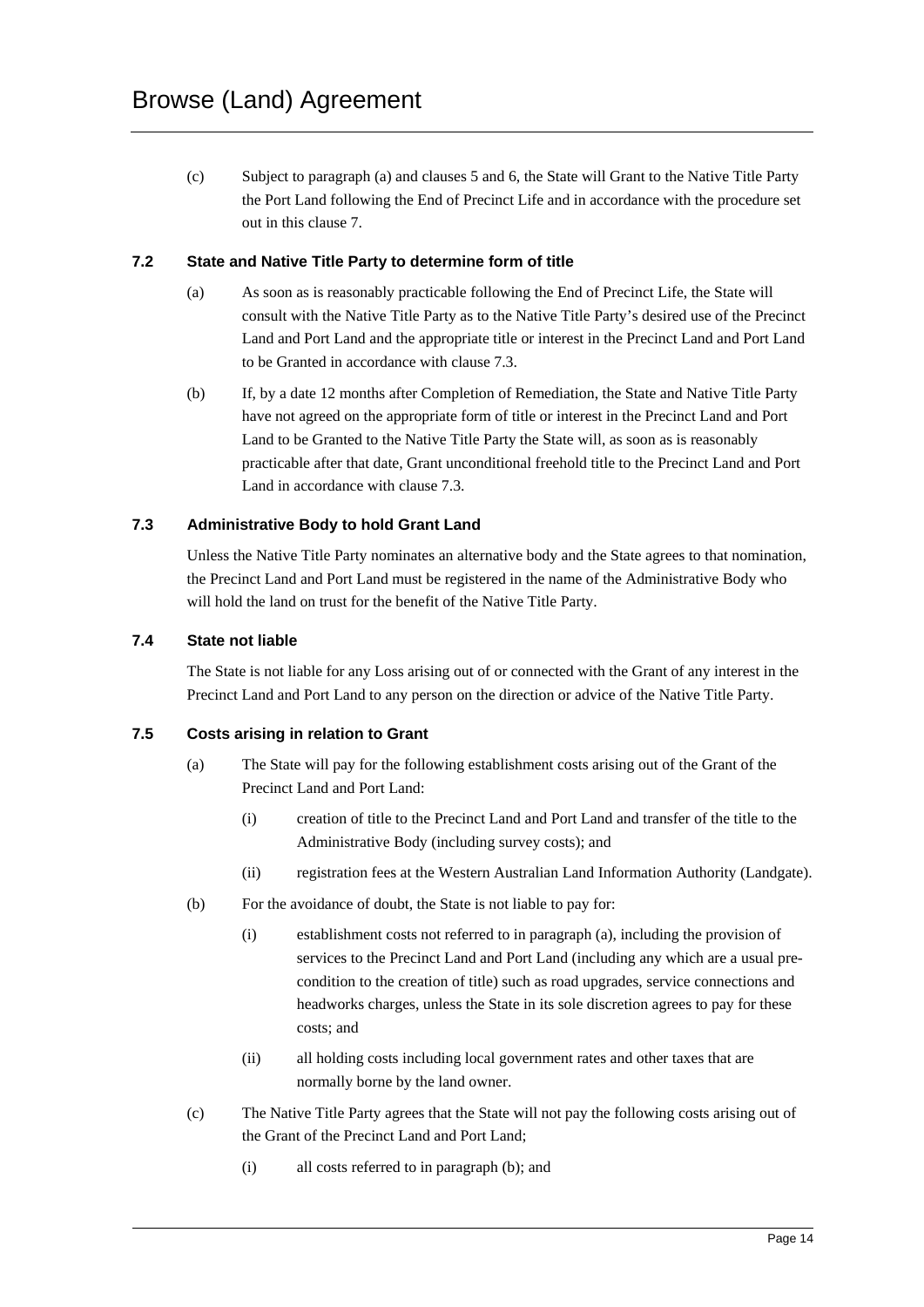(c) Subject to paragraph (a) and clauses 5 and 6, the State will Grant to the Native Title Party the Port Land following the End of Precinct Life and in accordance with the procedure set out in this clause 7.

### 7.2 State and Native Title Party to determine form of title

(a) As soon as is reasonably practicable following the End of Precinct Life, the State will consult with the Native Title Party as to the Native Title Party's desired use of the Precinct Land and Port Land and the appropriate title or interest in the Precinct Land and Port Land to be Granted in accordance with clause 7.3.

(b) If, by a date 12 months after Completion of Remediation, the State and Native Title Party have not agreed on the appropriate form of title or interest in the Precinct Land and Port Land to be Granted to the Native Title Party the State will, as soon as is reasonably practicable after that date, Grant unconditional freehold title to the Precinct Land and Port Land in accordance with clause 7.3.

### 7.3 Administrative Body to hold Grant Land

Unless the Native Title Party nominates an alternative body and the State agrees to that nomination, the Precinct Land and Port Land must be registered in the name of the Administrative Body who will hold the land on trust for the benefit of the Native Title Party.

### 7.4 State not liable

The State is not liable for any Loss arising out of or connected with the Grant of any interest in the Precinct Land and Port Land to any person on the direction or advice of the Native Title Party.

### 7.5 Costs arising in relation to Grant

(a) The State will pay for the following establishment costs arising out of the Grant of the Precinct Land and Port Land:

   (i) creation of title to the Precinct Land and Port Land and transfer of the title to the Administrative Body (including survey costs); and

   (ii) registration fees at the Western Australian Land Information Authority (Landgate).

(b) For the avoidance of doubt, the State is not liable to pay for:

   (i) establishment costs not referred to in paragraph (a), including the provision of services to the Precinct Land and Port Land (including any which are a usual pre-condition to the creation of title) such as road upgrades, service connections and headworks charges, unless the State in its sole discretion agrees to pay for these costs; and

   (ii) all holding costs including local government rates and other taxes that are normally borne by the land owner.

(c) The Native Title Party agrees that the State will not pay the following costs arising out of the Grant of the Precinct Land and Port Land;

   (i) all costs referred to in paragraph (b); and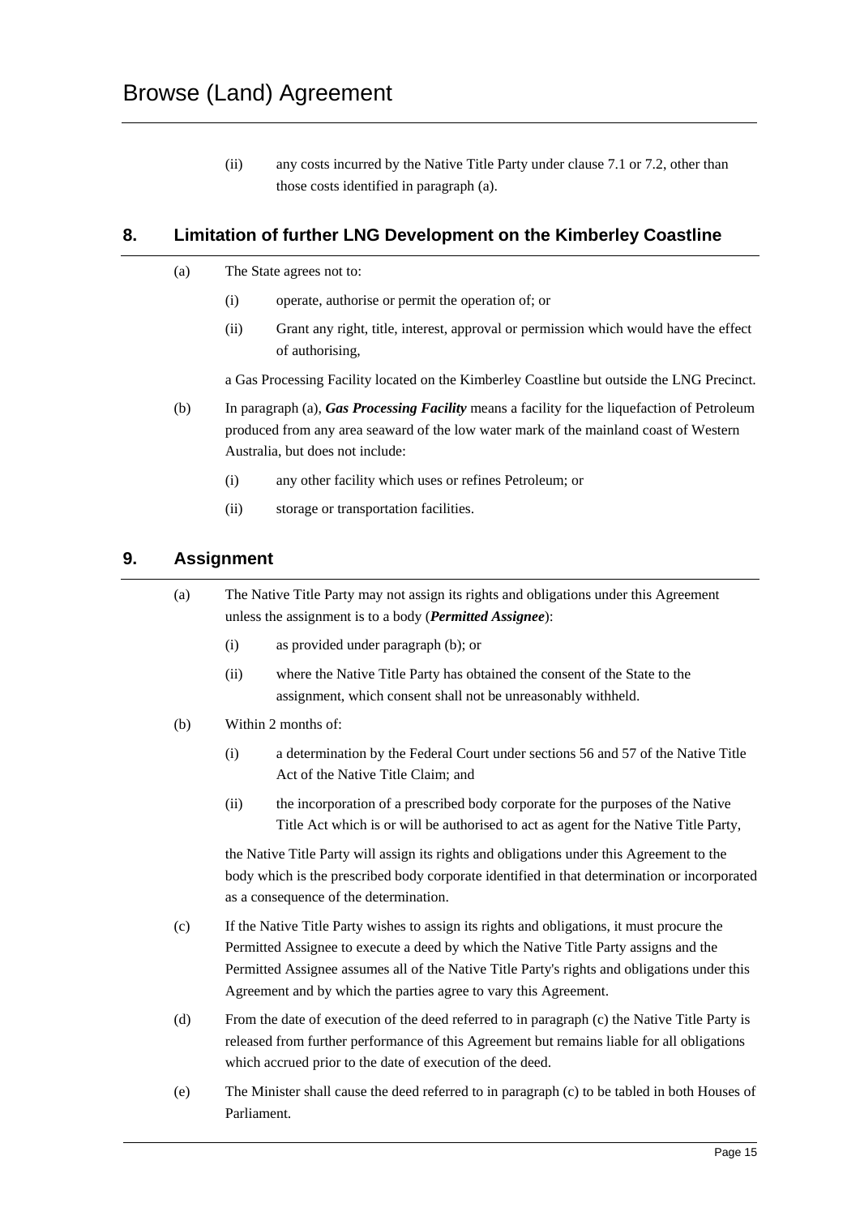(ii) any costs incurred by the Native Title Party under clause 7.1 or 7.2, other than those costs identified in paragraph (a).

## 8. Limitation of further LNG Development on the Kimberley Coastline

(a) The State agrees not to:

(i) operate, authorise or permit the operation of; or

(ii) Grant any right, title, interest, approval or permission which would have the effect of authorising,

a Gas Processing Facility located on the Kimberley Coastline but outside the LNG Precinct.

(b) In paragraph (a), ***Gas Processing Facility*** means a facility for the liquefaction of Petroleum produced from any area seaward of the low water mark of the mainland coast of Western Australia, but does not include:

(i) any other facility which uses or refines Petroleum; or

(ii) storage or transportation facilities.

## 9. Assignment

(a) The Native Title Party may not assign its rights and obligations under this Agreement unless the assignment is to a body (***Permitted Assignee***):

(i) as provided under paragraph (b); or

(ii) where the Native Title Party has obtained the consent of the State to the assignment, which consent shall not be unreasonably withheld.

(b) Within 2 months of:

(i) a determination by the Federal Court under sections 56 and 57 of the Native Title Act of the Native Title Claim; and

(ii) the incorporation of a prescribed body corporate for the purposes of the Native Title Act which is or will be authorised to act as agent for the Native Title Party,

the Native Title Party will assign its rights and obligations under this Agreement to the body which is the prescribed body corporate identified in that determination or incorporated as a consequence of the determination.

(c) If the Native Title Party wishes to assign its rights and obligations, it must procure the Permitted Assignee to execute a deed by which the Native Title Party assigns and the Permitted Assignee assumes all of the Native Title Party's rights and obligations under this Agreement and by which the parties agree to vary this Agreement.

(d) From the date of execution of the deed referred to in paragraph (c) the Native Title Party is released from further performance of this Agreement but remains liable for all obligations which accrued prior to the date of execution of the deed.

(e) The Minister shall cause the deed referred to in paragraph (c) to be tabled in both Houses of Parliament.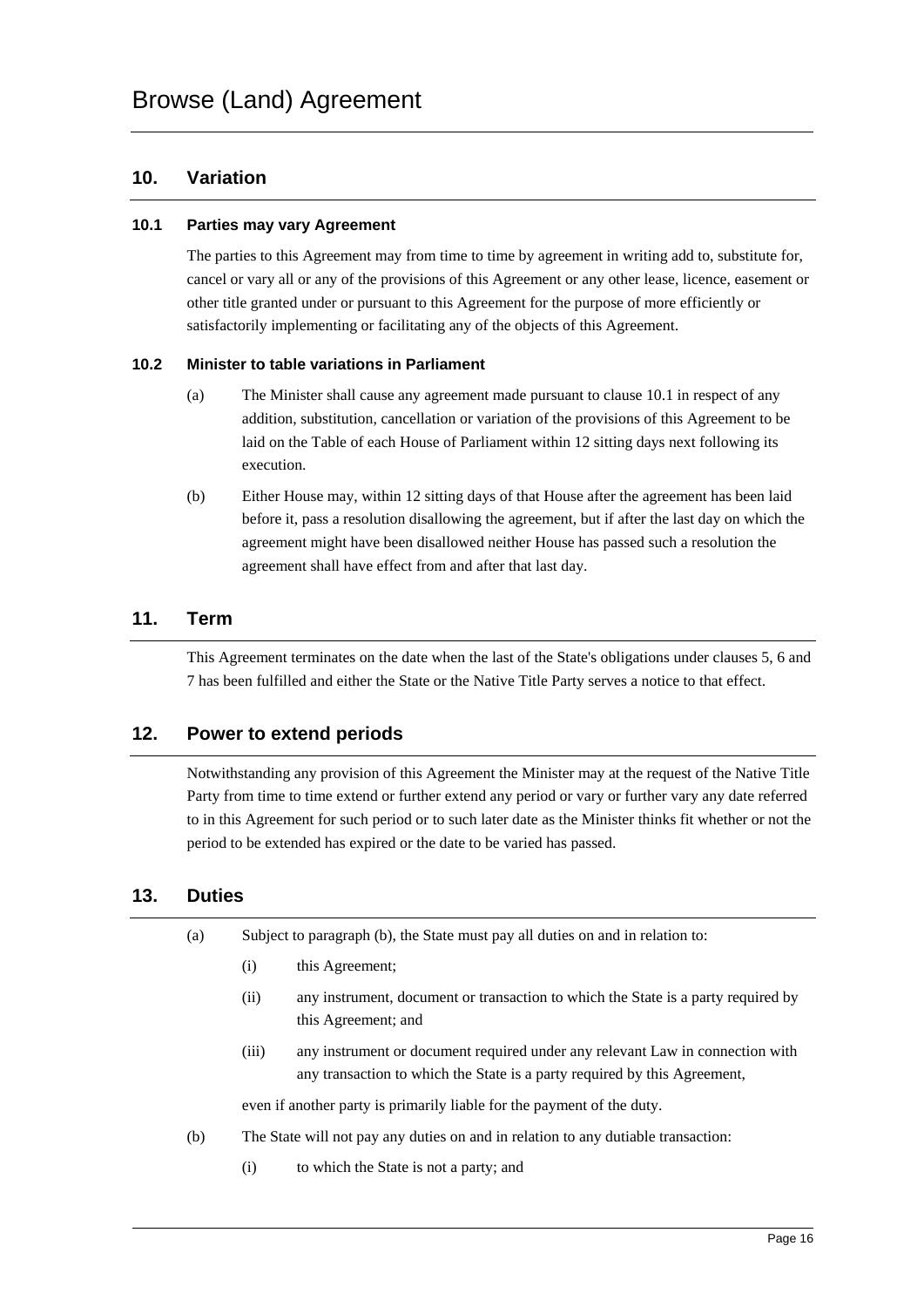## 10. Variation

### 10.1 Parties may vary Agreement

The parties to this Agreement may from time to time by agreement in writing add to, substitute for, cancel or vary all or any of the provisions of this Agreement or any other lease, licence, easement or other title granted under or pursuant to this Agreement for the purpose of more efficiently or satisfactorily implementing or facilitating any of the objects of this Agreement.

### 10.2 Minister to table variations in Parliament

(a) The Minister shall cause any agreement made pursuant to clause 10.1 in respect of any addition, substitution, cancellation or variation of the provisions of this Agreement to be laid on the Table of each House of Parliament within 12 sitting days next following its execution.

(b) Either House may, within 12 sitting days of that House after the agreement has been laid before it, pass a resolution disallowing the agreement, but if after the last day on which the agreement might have been disallowed neither House has passed such a resolution the agreement shall have effect from and after that last day.

## 11. Term

This Agreement terminates on the date when the last of the State's obligations under clauses 5, 6 and 7 has been fulfilled and either the State or the Native Title Party serves a notice to that effect.

## 12. Power to extend periods

Notwithstanding any provision of this Agreement the Minister may at the request of the Native Title Party from time to time extend or further extend any period or vary or further vary any date referred to in this Agreement for such period or to such later date as the Minister thinks fit whether or not the period to be extended has expired or the date to be varied has passed.

## 13. Duties

(a) Subject to paragraph (b), the State must pay all duties on and in relation to:

(i) this Agreement;

(ii) any instrument, document or transaction to which the State is a party required by this Agreement; and

(iii) any instrument or document required under any relevant Law in connection with any transaction to which the State is a party required by this Agreement,

even if another party is primarily liable for the payment of the duty.

(b) The State will not pay any duties on and in relation to any dutiable transaction:

(i) to which the State is not a party; and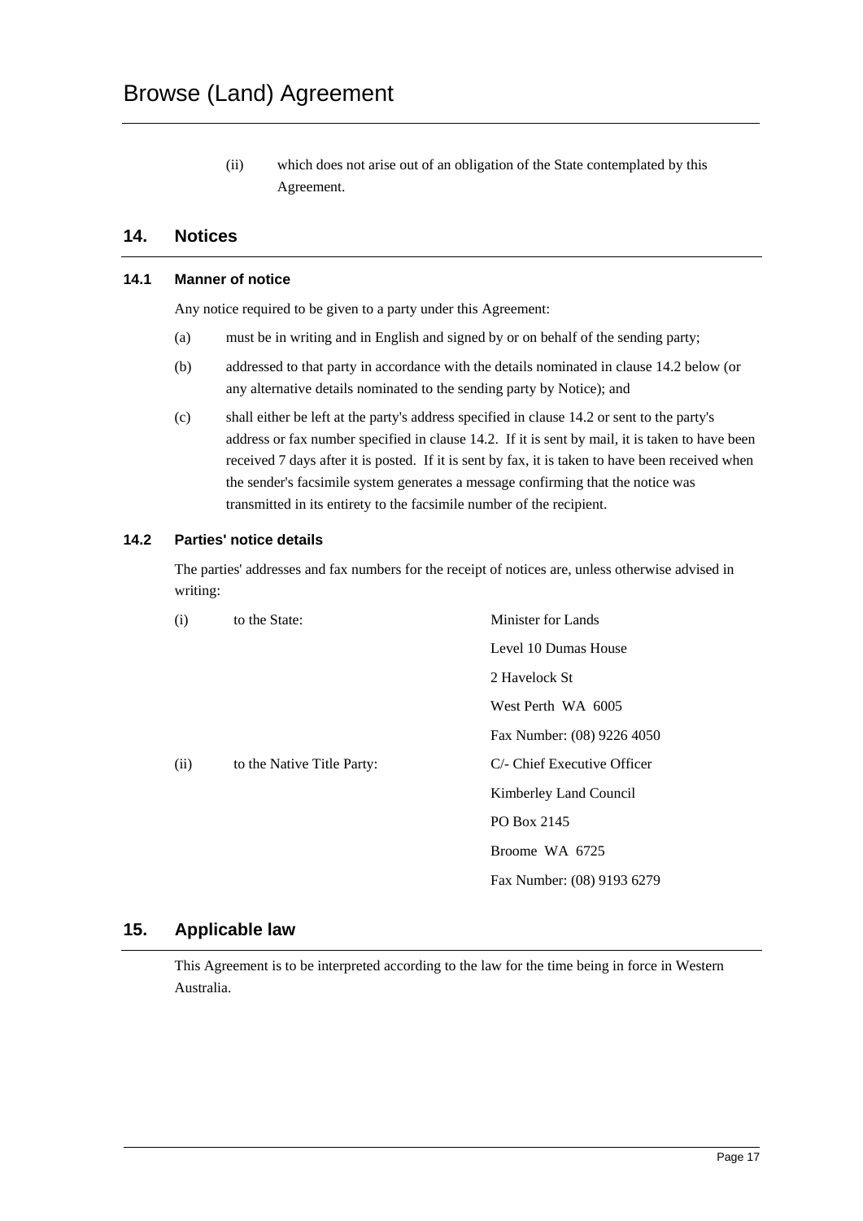(ii) which does not arise out of an obligation of the State contemplated by this Agreement.

## 14. Notices

### 14.1 Manner of notice

Any notice required to be given to a party under this Agreement:

(a) must be in writing and in English and signed by or on behalf of the sending party;

(b) addressed to that party in accordance with the details nominated in clause 14.2 below (or any alternative details nominated to the sending party by Notice); and

(c) shall either be left at the party's address specified in clause 14.2 or sent to the party's address or fax number specified in clause 14.2. If it is sent by mail, it is taken to have been received 7 days after it is posted. If it is sent by fax, it is taken to have been received when the sender's facsimile system generates a message confirming that the notice was transmitted in its entirety to the facsimile number of the recipient.

### 14.2 Parties' notice details

The parties' addresses and fax numbers for the receipt of notices are, unless otherwise advised in writing:

(i) to the State:

Minister for Lands
Level 10 Dumas House
2 Havelock St
West Perth WA 6005
Fax Number: (08) 9226 4050

(ii) to the Native Title Party:

C/- Chief Executive Officer
Kimberley Land Council
PO Box 2145
Broome WA 6725
Fax Number: (08) 9193 6279

## 15. Applicable law

This Agreement is to be interpreted according to the law for the time being in force in Western Australia.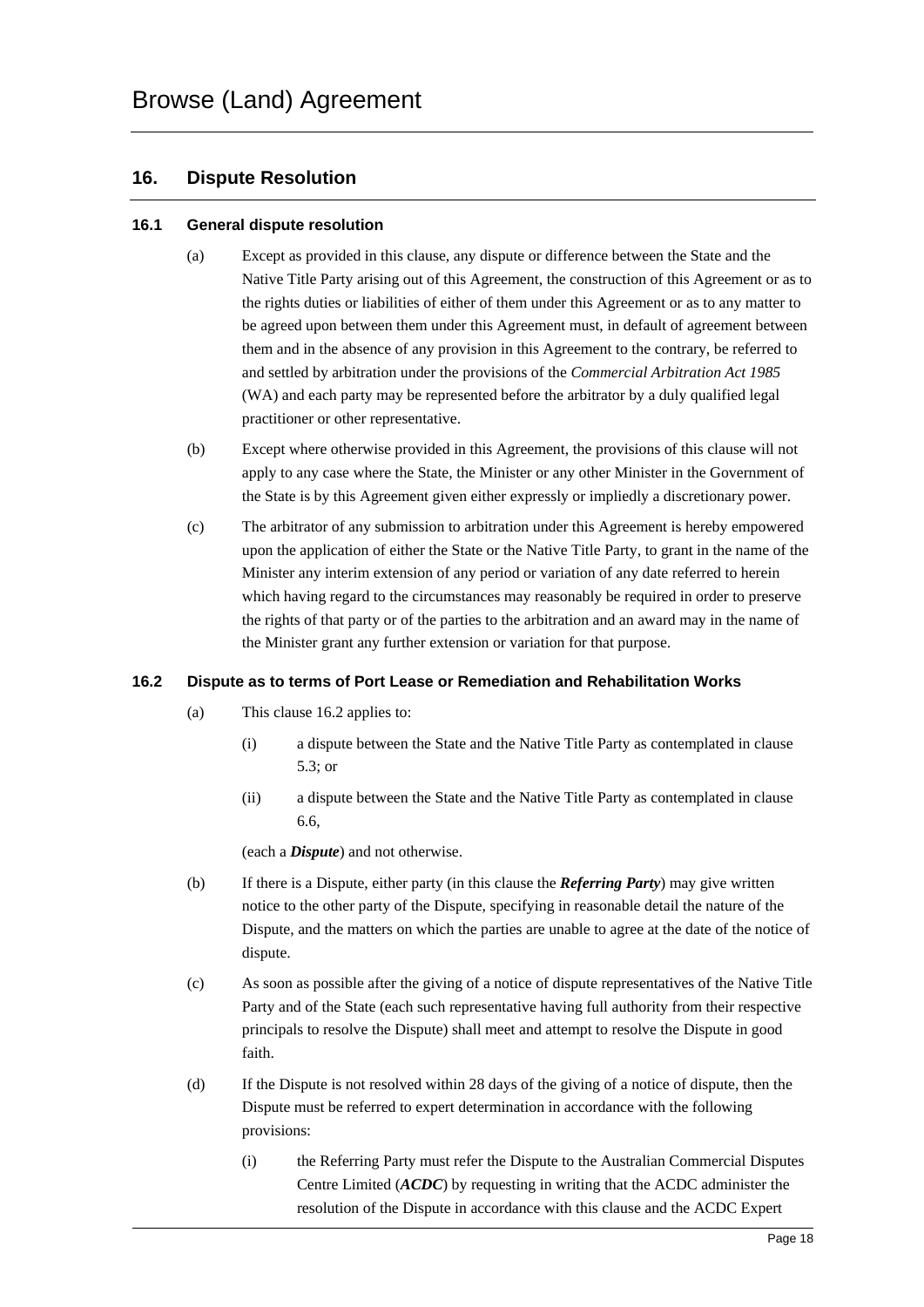## 16. Dispute Resolution

### 16.1 General dispute resolution

(a) Except as provided in this clause, any dispute or difference between the State and the Native Title Party arising out of this Agreement, the construction of this Agreement or as to the rights duties or liabilities of either of them under this Agreement or as to any matter to be agreed upon between them under this Agreement must, in default of agreement between them and in the absence of any provision in this Agreement to the contrary, be referred to and settled by arbitration under the provisions of the *Commercial Arbitration Act 1985* (WA) and each party may be represented before the arbitrator by a duly qualified legal practitioner or other representative.

(b) Except where otherwise provided in this Agreement, the provisions of this clause will not apply to any case where the State, the Minister or any other Minister in the Government of the State is by this Agreement given either expressly or impliedly a discretionary power.

(c) The arbitrator of any submission to arbitration under this Agreement is hereby empowered upon the application of either the State or the Native Title Party, to grant in the name of the Minister any interim extension of any period or variation of any date referred to herein which having regard to the circumstances may reasonably be required in order to preserve the rights of that party or of the parties to the arbitration and an award may in the name of the Minister grant any further extension or variation for that purpose.

### 16.2 Dispute as to terms of Port Lease or Remediation and Rehabilitation Works

(a) This clause 16.2 applies to:

(i) a dispute between the State and the Native Title Party as contemplated in clause 5.3; or

(ii) a dispute between the State and the Native Title Party as contemplated in clause 6.6,

(each a ***Dispute***) and not otherwise.

(b) If there is a Dispute, either party (in this clause the ***Referring Party***) may give written notice to the other party of the Dispute, specifying in reasonable detail the nature of the Dispute, and the matters on which the parties are unable to agree at the date of the notice of dispute.

(c) As soon as possible after the giving of a notice of dispute representatives of the Native Title Party and of the State (each such representative having full authority from their respective principals to resolve the Dispute) shall meet and attempt to resolve the Dispute in good faith.

(d) If the Dispute is not resolved within 28 days of the giving of a notice of dispute, then the Dispute must be referred to expert determination in accordance with the following provisions:

(i) the Referring Party must refer the Dispute to the Australian Commercial Disputes Centre Limited (***ACDC***) by requesting in writing that the ACDC administer the resolution of the Dispute in accordance with this clause and the ACDC Expert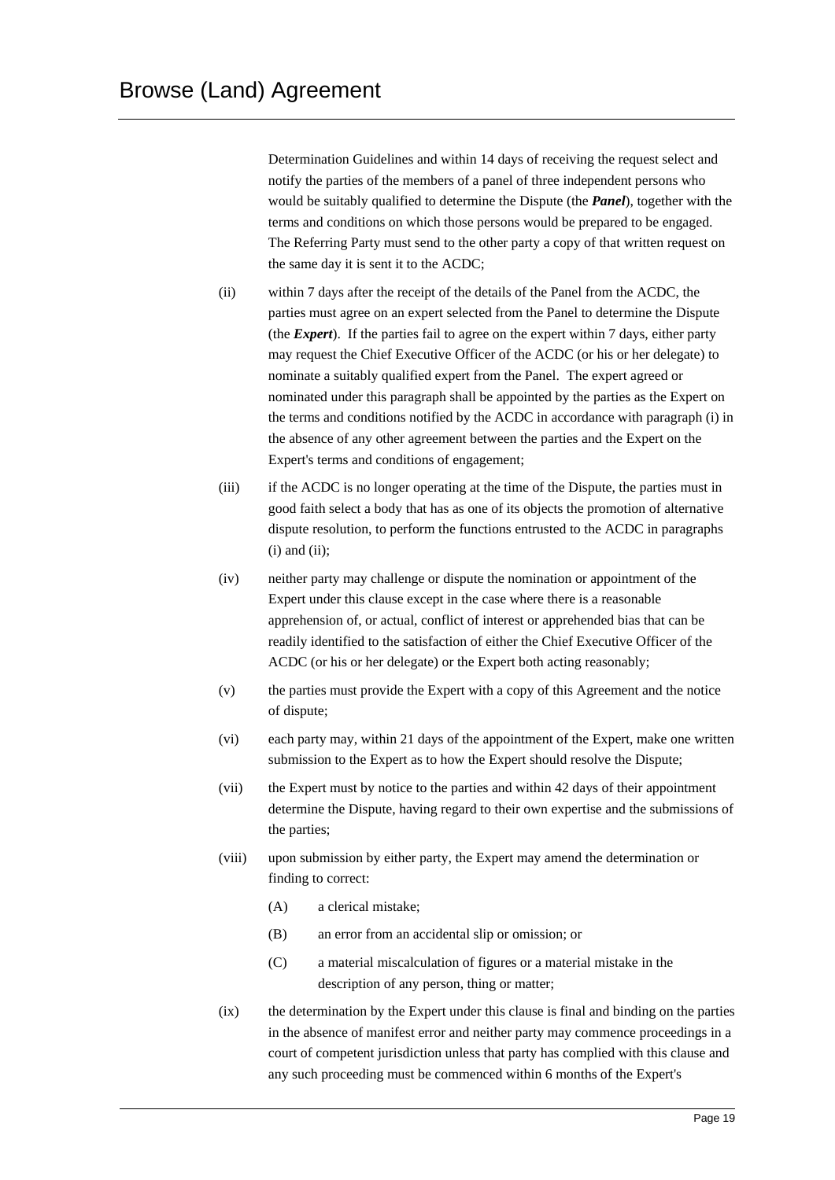Determination Guidelines and within 14 days of receiving the request select and notify the parties of the members of a panel of three independent persons who would be suitably qualified to determine the Dispute (the ***Panel***), together with the terms and conditions on which those persons would be prepared to be engaged. The Referring Party must send to the other party a copy of that written request on the same day it is sent it to the ACDC;

(ii) within 7 days after the receipt of the details of the Panel from the ACDC, the parties must agree on an expert selected from the Panel to determine the Dispute (the ***Expert***). If the parties fail to agree on the expert within 7 days, either party may request the Chief Executive Officer of the ACDC (or his or her delegate) to nominate a suitably qualified expert from the Panel. The expert agreed or nominated under this paragraph shall be appointed by the parties as the Expert on the terms and conditions notified by the ACDC in accordance with paragraph (i) in the absence of any other agreement between the parties and the Expert on the Expert's terms and conditions of engagement;

(iii) if the ACDC is no longer operating at the time of the Dispute, the parties must in good faith select a body that has as one of its objects the promotion of alternative dispute resolution, to perform the functions entrusted to the ACDC in paragraphs (i) and (ii);

(iv) neither party may challenge or dispute the nomination or appointment of the Expert under this clause except in the case where there is a reasonable apprehension of, or actual, conflict of interest or apprehended bias that can be readily identified to the satisfaction of either the Chief Executive Officer of the ACDC (or his or her delegate) or the Expert both acting reasonably;

(v) the parties must provide the Expert with a copy of this Agreement and the notice of dispute;

(vi) each party may, within 21 days of the appointment of the Expert, make one written submission to the Expert as to how the Expert should resolve the Dispute;

(vii) the Expert must by notice to the parties and within 42 days of their appointment determine the Dispute, having regard to their own expertise and the submissions of the parties;

(viii) upon submission by either party, the Expert may amend the determination or finding to correct:

(A) a clerical mistake;

(B) an error from an accidental slip or omission; or

(C) a material miscalculation of figures or a material mistake in the description of any person, thing or matter;

(ix) the determination by the Expert under this clause is final and binding on the parties in the absence of manifest error and neither party may commence proceedings in a court of competent jurisdiction unless that party has complied with this clause and any such proceeding must be commenced within 6 months of the Expert's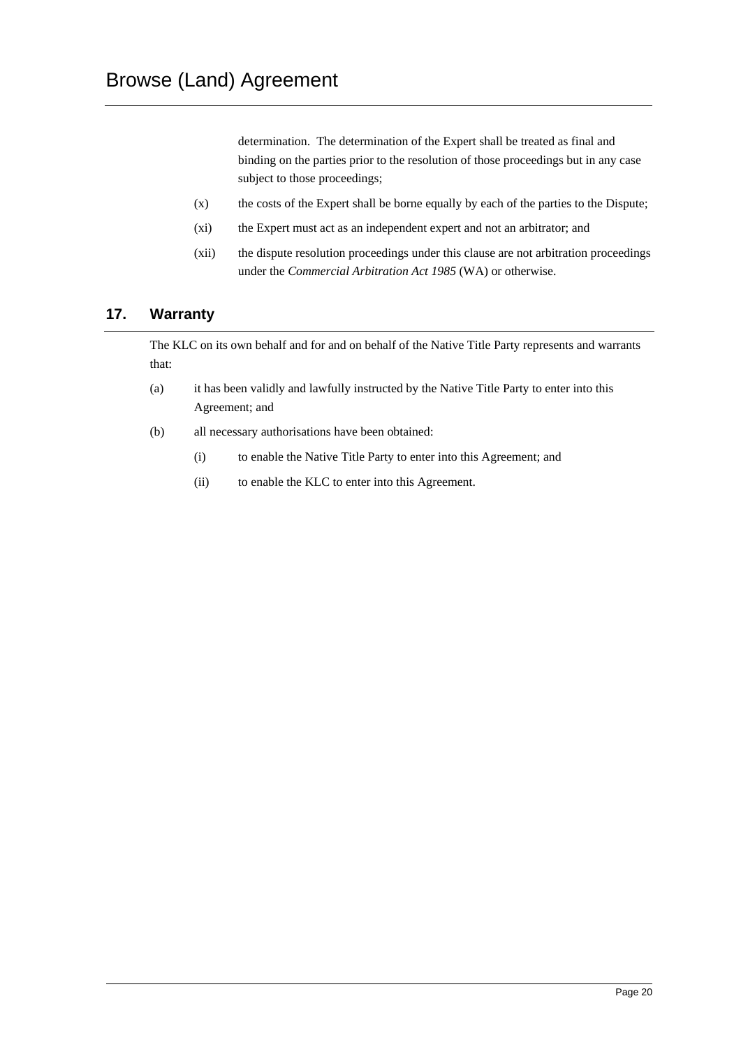determination. The determination of the Expert shall be treated as final and binding on the parties prior to the resolution of those proceedings but in any case subject to those proceedings;

(x) the costs of the Expert shall be borne equally by each of the parties to the Dispute;

(xi) the Expert must act as an independent expert and not an arbitrator; and

(xii) the dispute resolution proceedings under this clause are not arbitration proceedings under the *Commercial Arbitration Act 1985* (WA) or otherwise.

## 17. Warranty

The KLC on its own behalf and for and on behalf of the Native Title Party represents and warrants that:

(a) it has been validly and lawfully instructed by the Native Title Party to enter into this Agreement; and

(b) all necessary authorisations have been obtained:

(i) to enable the Native Title Party to enter into this Agreement; and

(ii) to enable the KLC to enter into this Agreement.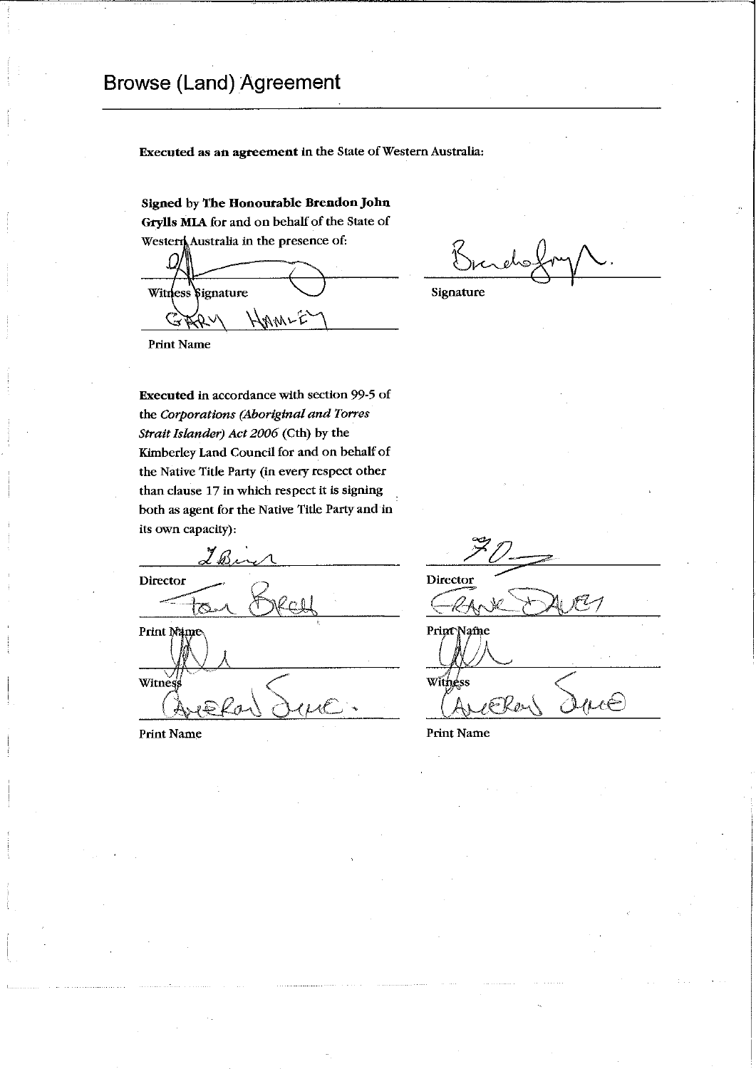# Browse (Land) Agreement

**Executed as an agreement** in the State of Western Australia:

**Signed** by **The Honourable Brendon John Grylls MLA** for and on behalf of the State of Western Australia in the presence of:

Witness Signature

GARY HAMLEY

Print Name

Signature

**Executed** in accordance with section 99-5 of the *Corporations (Aboriginal and Torres Strait Islander) Act 2006* (Cth) by the Kimberley Land Council for and on behalf of the Native Title Party (in every respect other than clause 17 in which respect it is signing both as agent for the Native Title Party and in its own capacity):

Director

Tom Birch

Print Name

Witness

Andrew Jure

Print Name

Director

Frank Davey

Print Name

Witness

Andrew Jure

Print Name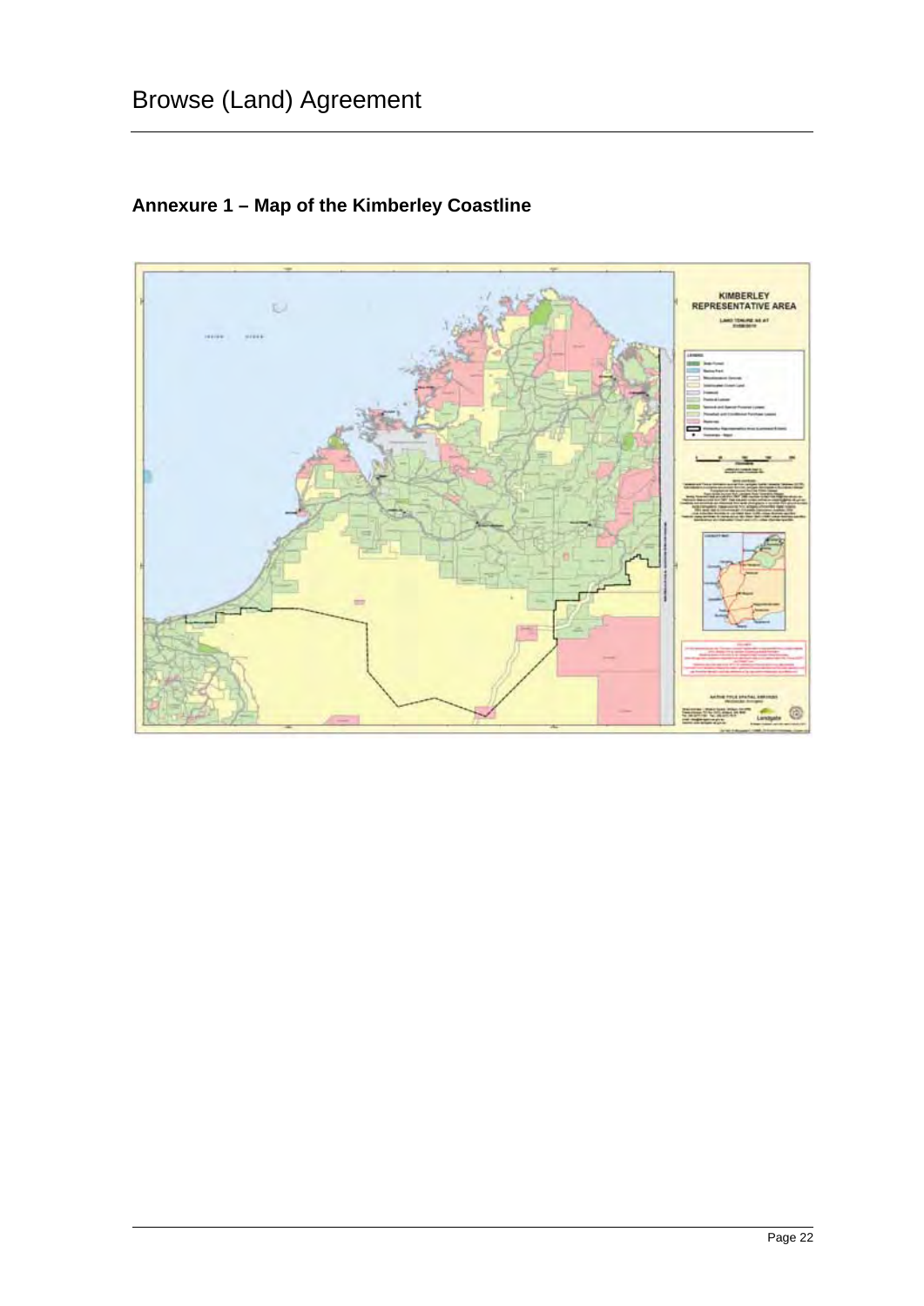## Annexure 1 – Map of the Kimberley Coastline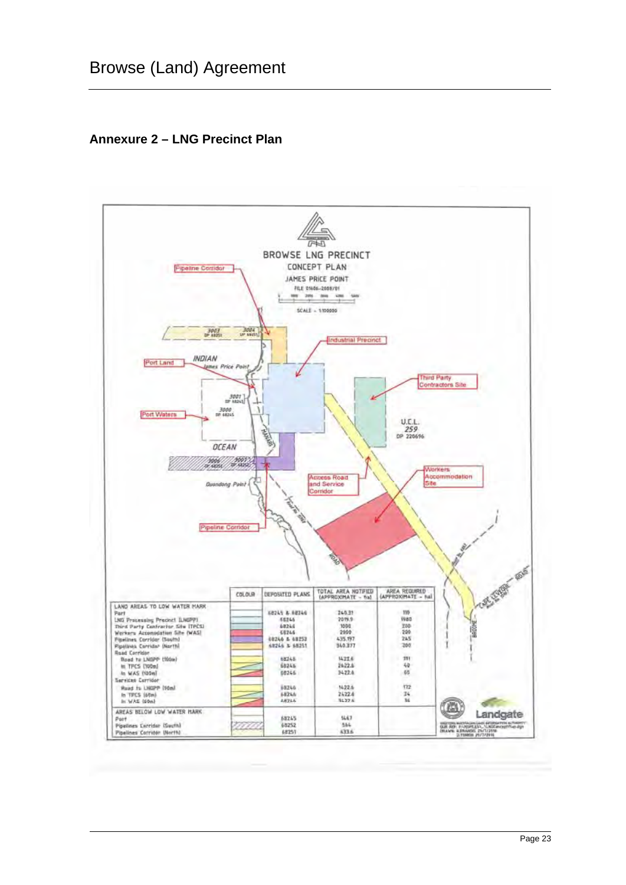## Annexure 2 – LNG Precinct Plan

BROWSE LNG PRECINCT
CONCEPT PLAN
JAMES PRICE POINT
FILE 01606-2008/01
SCALE - 1:100000

Pipeline Corridor
Industrial Precinct
Port Land
Third Party Contractors Site
Port Waters
Access Road and Service Corridor
Workers Accommodation Site
Pipeline Corridor

INDIAN
James Price Point
OCEAN
Quondong Point
3003 DP 68251
3004 DP 68251
3001 DP 68245
3000 DP 68245
3006 DP 68252
3007 DP 68252
U.C.L. 259 DP 220696
MANARI
ROAD
CAPE LEVEQUE ROAD
BROOME

| | COLOUR | DEPOSITED PLANS | TOTAL AREA NOTIFIED (APPROXIMATE - ha) | AREA REQUIRED (APPROXIMATE - ha) |
|---|---|---|---|---|
| **LAND AREAS TO LOW WATER MARK** | | | | |
| Port | | 68245 & 68246 | 249.31 | 119 |
| LNG Processing Precinct (LNGPP) | | 68246 | 2019.9 | 1980 |
| Third Party Contractor Site (TPCS) | | 68246 | 1000 | 200 |
| Workers Accomodation Site (WAS) | | 68246 | 2900 | 200 |
| Pipelines Corridor (South) | | 68246 & 68252 | 435.197 | 245 |
| Pipelines Corridor (North) | | 68246 & 68251 | 340.377 | 200 |
| Road Corridor | | | | |
| Road to LNGPP (100m) | | 68246 | 1422.6 | 111 |
| to TPCS (100m) | | 68246 | 2422.6 | 40 |
| to WAS (100m) | | 68246 | 3422.6 | 65 |
| Services Corridor | | | | |
| Road to LNGPP (90m) | | 68246 | 1422.6 | 172 |
| to TPCS (60m) | | 68246 | 2422.6 | 24 |
| to WAS (60m) | | 68246 | 3422.6 | 36 |
| **AREAS BELOW LOW WATER MARK** | | | | |
| Port | | 68245 | 1467 | |
| Pipelines Corridor (South) | | 68252 | 564 | |
| Pipelines Corridor (North) | | 68251 | 433.6 | |

Landgate